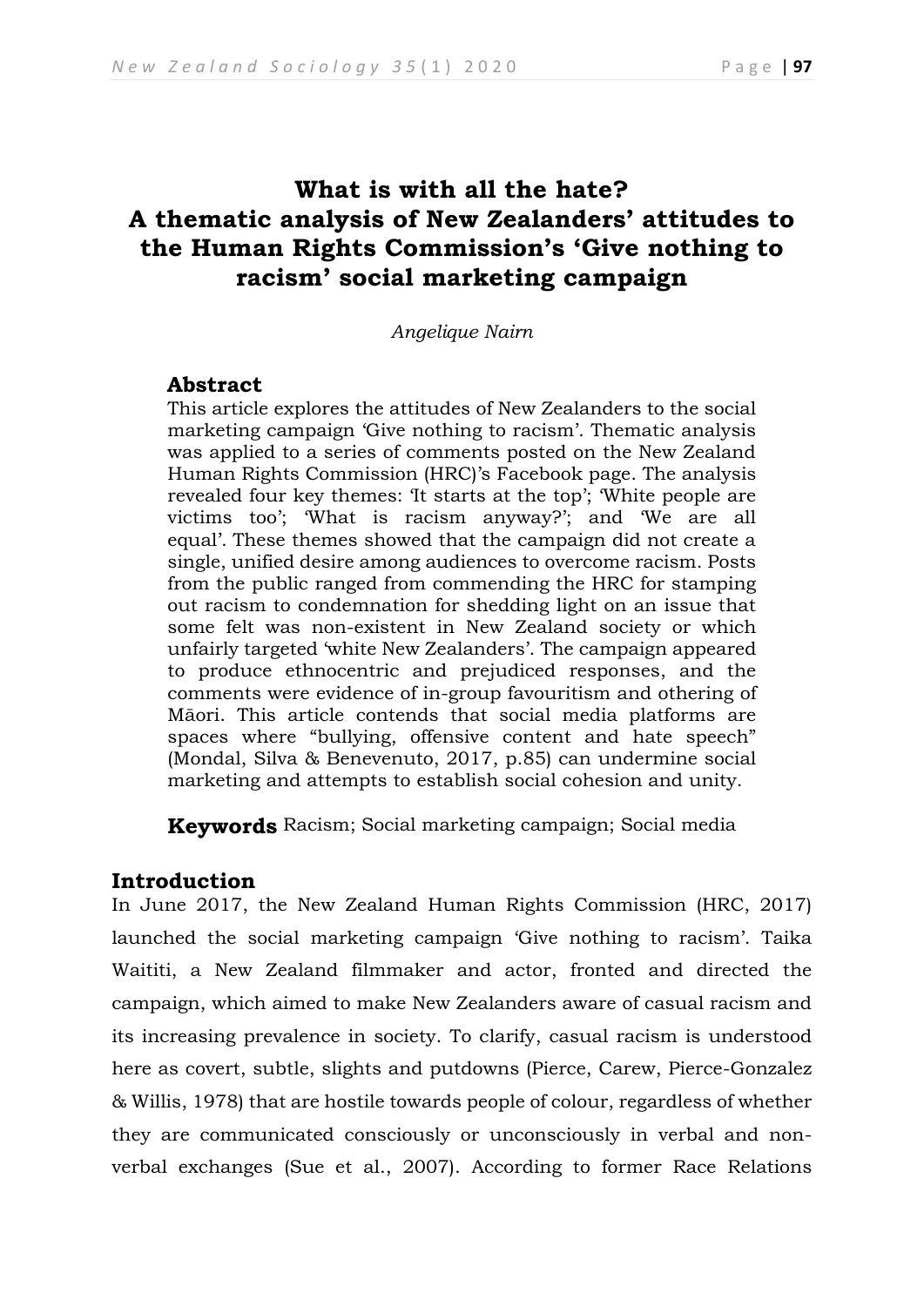# What is with all the hate? A thematic analysis of New Zealanders' attitudes to the Human Rights Commission's 'Give nothing to racism' social marketing campaign

*Angelique Nairn*

## Abstract

This article explores the attitudes of New Zealanders to the social marketing campaign 'Give nothing to racism'. Thematic analysis was applied to a series of comments posted on the New Zealand Human Rights Commission (HRC)'s Facebook page. The analysis revealed four key themes: 'It starts at the top'; 'White people are victims too'; 'What is racism anyway?'; and 'We are all equal'. These themes showed that the campaign did not create a single, unified desire among audiences to overcome racism. Posts from the public ranged from commending the HRC for stamping out racism to condemnation for shedding light on an issue that some felt was non-existent in New Zealand society or which unfairly targeted 'white New Zealanders'. The campaign appeared to produce ethnocentric and prejudiced responses, and the comments were evidence of in-group favouritism and othering of Māori. This article contends that social media platforms are spaces where "bullying, offensive content and hate speech" (Mondal, Silva & Benevenuto, 2017, p.85) can undermine social marketing and attempts to establish social cohesion and unity.

**Keywords** Racism; Social marketing campaign; Social media

## Introduction

In June 2017, the New Zealand Human Rights Commission (HRC, 2017) launched the social marketing campaign 'Give nothing to racism'. Taika Waititi, a New Zealand filmmaker and actor, fronted and directed the campaign, which aimed to make New Zealanders aware of casual racism and its increasing prevalence in society. To clarify, casual racism is understood here as covert, subtle, slights and putdowns (Pierce, Carew, Pierce-Gonzalez & Willis, 1978) that are hostile towards people of colour, regardless of whether they are communicated consciously or unconsciously in verbal and non-verbal exchanges (Sue et al., 2007). According to former Race Relations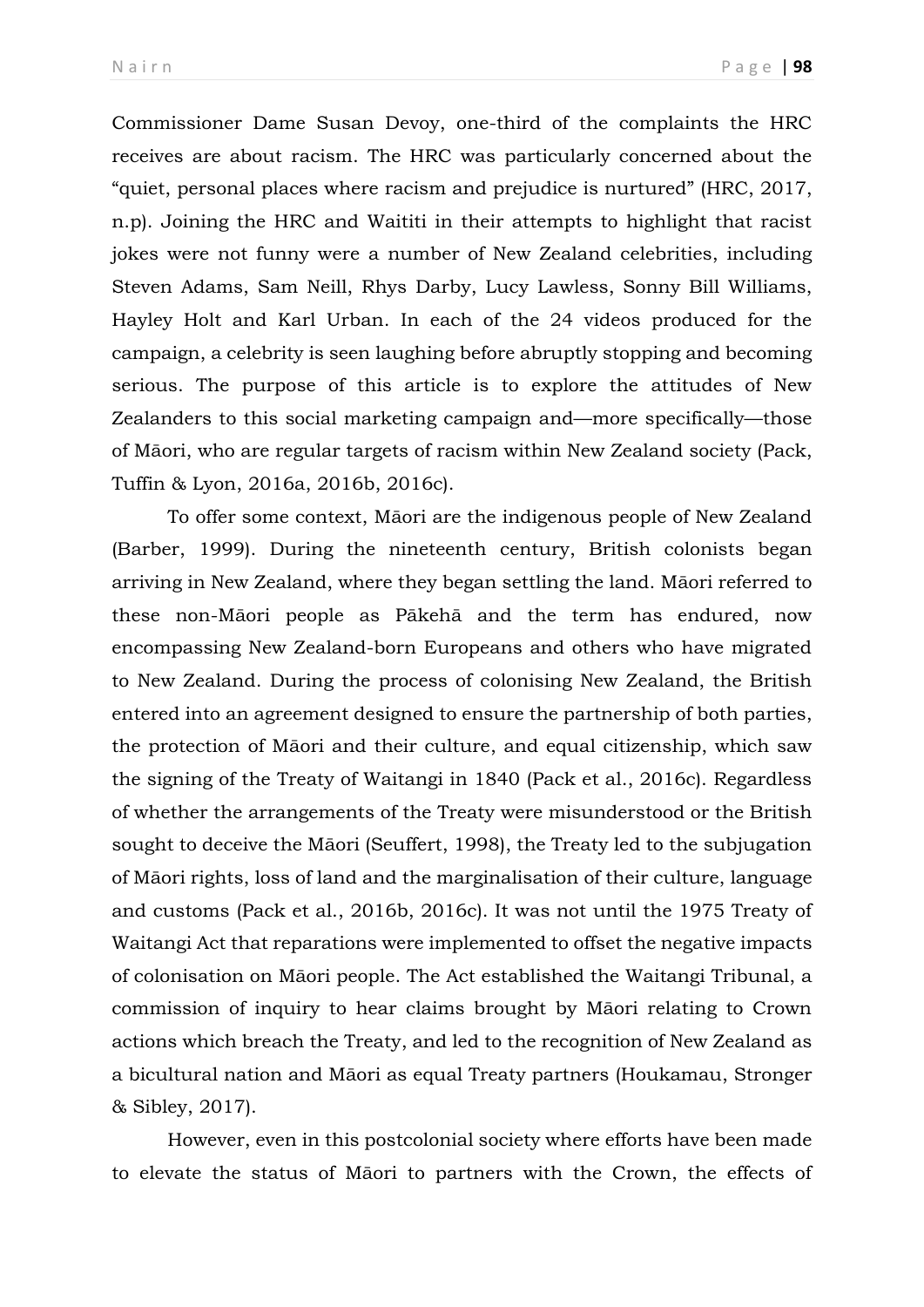Commissioner Dame Susan Devoy, one-third of the complaints the HRC receives are about racism. The HRC was particularly concerned about the "quiet, personal places where racism and prejudice is nurtured" (HRC, 2017, n.p). Joining the HRC and Waititi in their attempts to highlight that racist jokes were not funny were a number of New Zealand celebrities, including Steven Adams, Sam Neill, Rhys Darby, Lucy Lawless, Sonny Bill Williams, Hayley Holt and Karl Urban. In each of the 24 videos produced for the campaign, a celebrity is seen laughing before abruptly stopping and becoming serious. The purpose of this article is to explore the attitudes of New Zealanders to this social marketing campaign and—more specifically—those of Māori, who are regular targets of racism within New Zealand society (Pack, Tuffin & Lyon, 2016a, 2016b, 2016c).

To offer some context, Māori are the indigenous people of New Zealand (Barber, 1999). During the nineteenth century, British colonists began arriving in New Zealand, where they began settling the land. Māori referred to these non-Māori people as Pākehā and the term has endured, now encompassing New Zealand-born Europeans and others who have migrated to New Zealand. During the process of colonising New Zealand, the British entered into an agreement designed to ensure the partnership of both parties, the protection of Māori and their culture, and equal citizenship, which saw the signing of the Treaty of Waitangi in 1840 (Pack et al., 2016c). Regardless of whether the arrangements of the Treaty were misunderstood or the British sought to deceive the Māori (Seuffert, 1998), the Treaty led to the subjugation of Māori rights, loss of land and the marginalisation of their culture, language and customs (Pack et al., 2016b, 2016c). It was not until the 1975 Treaty of Waitangi Act that reparations were implemented to offset the negative impacts of colonisation on Māori people. The Act established the Waitangi Tribunal, a commission of inquiry to hear claims brought by Māori relating to Crown actions which breach the Treaty, and led to the recognition of New Zealand as a bicultural nation and Māori as equal Treaty partners (Houkamau, Stronger & Sibley, 2017).

However, even in this postcolonial society where efforts have been made to elevate the status of Māori to partners with the Crown, the effects of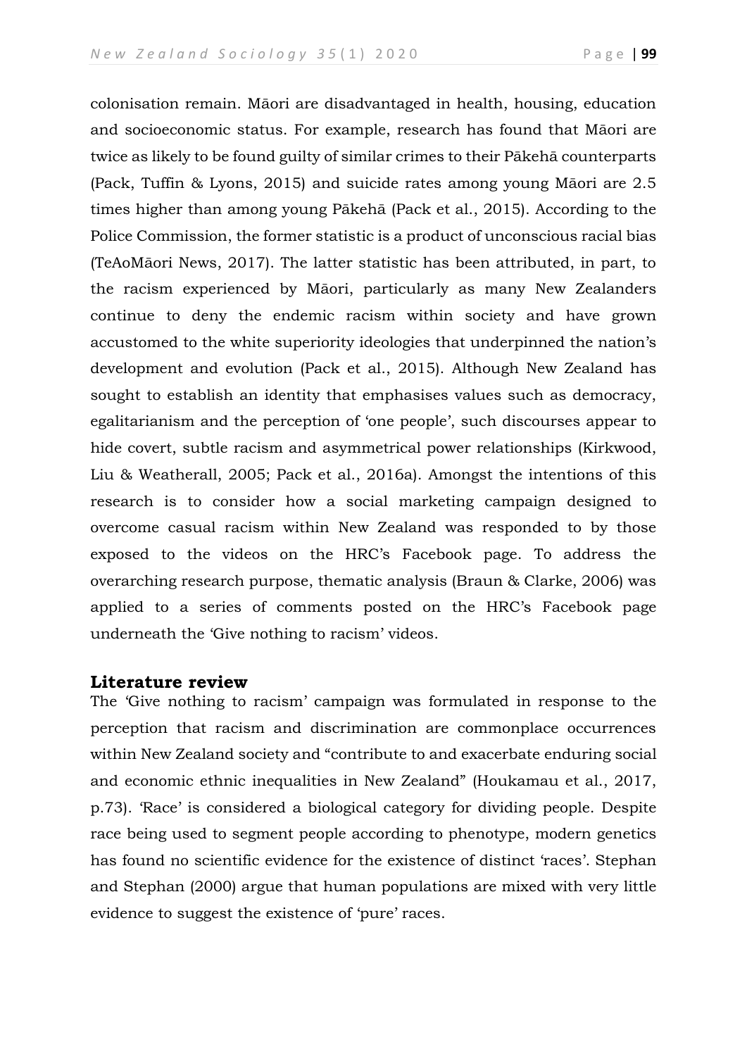colonisation remain. Māori are disadvantaged in health, housing, education and socioeconomic status. For example, research has found that Māori are twice as likely to be found guilty of similar crimes to their Pākehā counterparts (Pack, Tuffin & Lyons, 2015) and suicide rates among young Māori are 2.5 times higher than among young Pākehā (Pack et al., 2015). According to the Police Commission, the former statistic is a product of unconscious racial bias (TeAoMāori News, 2017). The latter statistic has been attributed, in part, to the racism experienced by Māori, particularly as many New Zealanders continue to deny the endemic racism within society and have grown accustomed to the white superiority ideologies that underpinned the nation's development and evolution (Pack et al., 2015). Although New Zealand has sought to establish an identity that emphasises values such as democracy, egalitarianism and the perception of 'one people', such discourses appear to hide covert, subtle racism and asymmetrical power relationships (Kirkwood, Liu & Weatherall, 2005; Pack et al., 2016a). Amongst the intentions of this research is to consider how a social marketing campaign designed to overcome casual racism within New Zealand was responded to by those exposed to the videos on the HRC's Facebook page. To address the overarching research purpose, thematic analysis (Braun & Clarke, 2006) was applied to a series of comments posted on the HRC's Facebook page underneath the 'Give nothing to racism' videos.

## Literature review

The 'Give nothing to racism' campaign was formulated in response to the perception that racism and discrimination are commonplace occurrences within New Zealand society and "contribute to and exacerbate enduring social and economic ethnic inequalities in New Zealand" (Houkamau et al., 2017, p.73). 'Race' is considered a biological category for dividing people. Despite race being used to segment people according to phenotype, modern genetics has found no scientific evidence for the existence of distinct 'races'. Stephan and Stephan (2000) argue that human populations are mixed with very little evidence to suggest the existence of 'pure' races.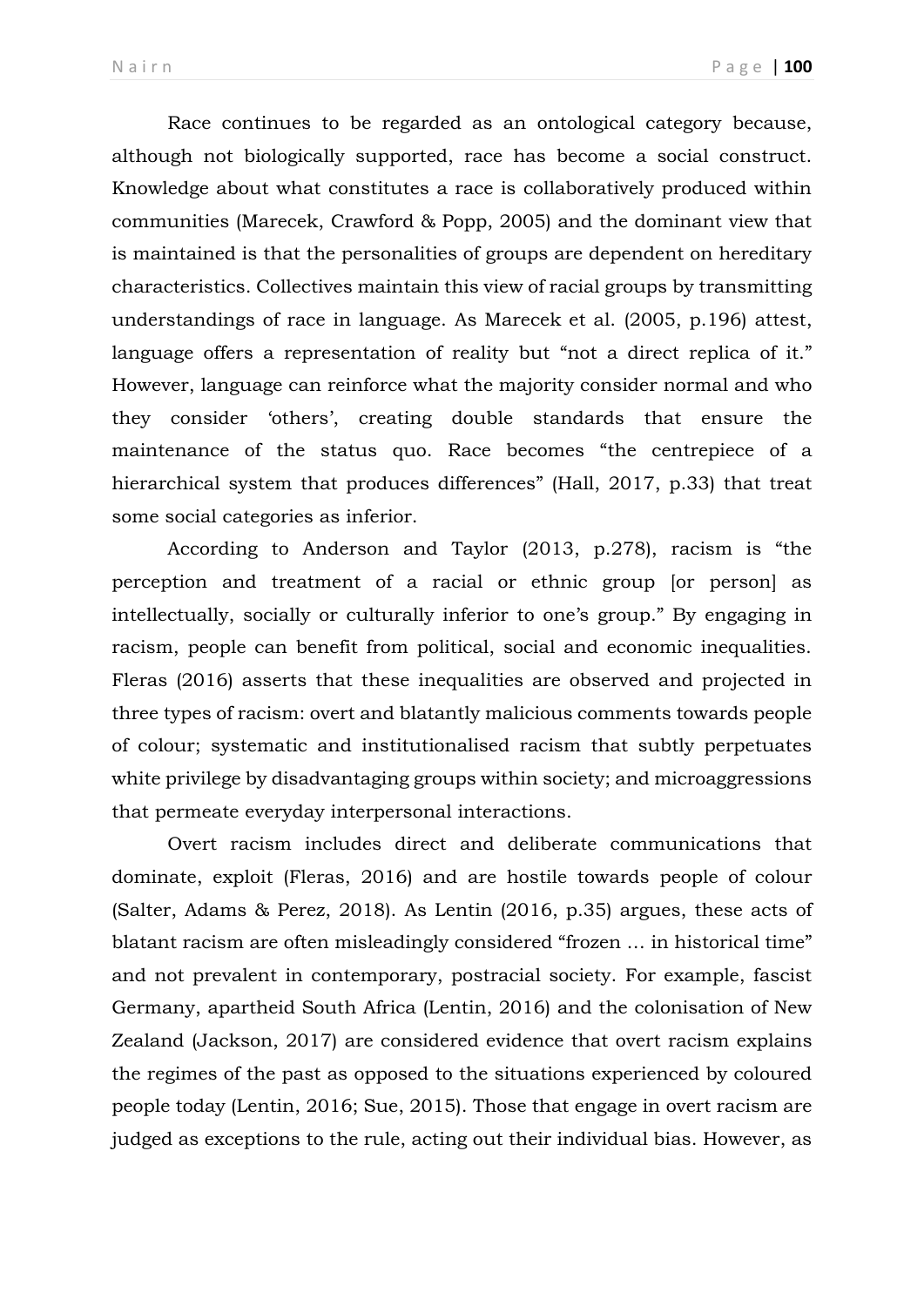Race continues to be regarded as an ontological category because, although not biologically supported, race has become a social construct. Knowledge about what constitutes a race is collaboratively produced within communities (Marecek, Crawford & Popp, 2005) and the dominant view that is maintained is that the personalities of groups are dependent on hereditary characteristics. Collectives maintain this view of racial groups by transmitting understandings of race in language. As Marecek et al. (2005, p.196) attest, language offers a representation of reality but "not a direct replica of it." However, language can reinforce what the majority consider normal and who they consider 'others', creating double standards that ensure the maintenance of the status quo. Race becomes "the centrepiece of a hierarchical system that produces differences" (Hall, 2017, p.33) that treat some social categories as inferior.

According to Anderson and Taylor (2013, p.278), racism is "the perception and treatment of a racial or ethnic group [or person] as intellectually, socially or culturally inferior to one's group." By engaging in racism, people can benefit from political, social and economic inequalities. Fleras (2016) asserts that these inequalities are observed and projected in three types of racism: overt and blatantly malicious comments towards people of colour; systematic and institutionalised racism that subtly perpetuates white privilege by disadvantaging groups within society; and microaggressions that permeate everyday interpersonal interactions.

Overt racism includes direct and deliberate communications that dominate, exploit (Fleras, 2016) and are hostile towards people of colour (Salter, Adams & Perez, 2018). As Lentin (2016, p.35) argues, these acts of blatant racism are often misleadingly considered "frozen … in historical time" and not prevalent in contemporary, postracial society. For example, fascist Germany, apartheid South Africa (Lentin, 2016) and the colonisation of New Zealand (Jackson, 2017) are considered evidence that overt racism explains the regimes of the past as opposed to the situations experienced by coloured people today (Lentin, 2016; Sue, 2015). Those that engage in overt racism are judged as exceptions to the rule, acting out their individual bias. However, as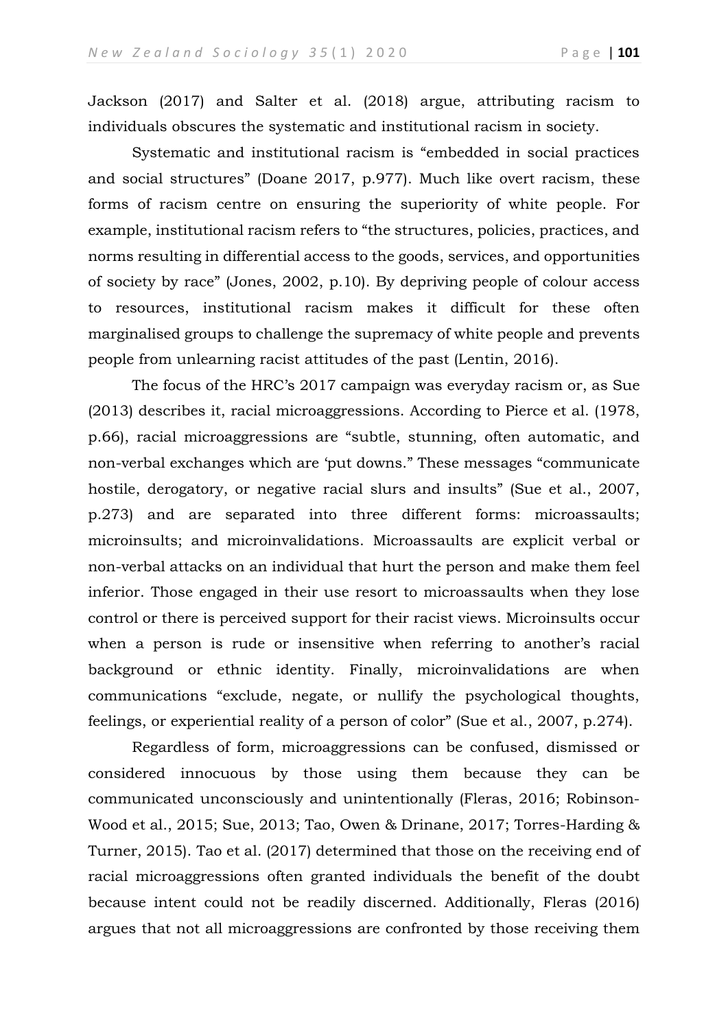Jackson (2017) and Salter et al. (2018) argue, attributing racism to individuals obscures the systematic and institutional racism in society.

Systematic and institutional racism is “embedded in social practices and social structures” (Doane 2017, p.977). Much like overt racism, these forms of racism centre on ensuring the superiority of white people. For example, institutional racism refers to “the structures, policies, practices, and norms resulting in differential access to the goods, services, and opportunities of society by race” (Jones, 2002, p.10). By depriving people of colour access to resources, institutional racism makes it difficult for these often marginalised groups to challenge the supremacy of white people and prevents people from unlearning racist attitudes of the past (Lentin, 2016).

The focus of the HRC’s 2017 campaign was everyday racism or, as Sue (2013) describes it, racial microaggressions. According to Pierce et al. (1978, p.66), racial microaggressions are “subtle, stunning, often automatic, and non-verbal exchanges which are ‘put downs.” These messages “communicate hostile, derogatory, or negative racial slurs and insults” (Sue et al., 2007, p.273) and are separated into three different forms: microassaults; microinsults; and microinvalidations. Microassaults are explicit verbal or non-verbal attacks on an individual that hurt the person and make them feel inferior. Those engaged in their use resort to microassaults when they lose control or there is perceived support for their racist views. Microinsults occur when a person is rude or insensitive when referring to another’s racial background or ethnic identity. Finally, microinvalidations are when communications “exclude, negate, or nullify the psychological thoughts, feelings, or experiential reality of a person of color” (Sue et al., 2007, p.274).

Regardless of form, microaggressions can be confused, dismissed or considered innocuous by those using them because they can be communicated unconsciously and unintentionally (Fleras, 2016; Robinson-Wood et al., 2015; Sue, 2013; Tao, Owen & Drinane, 2017; Torres-Harding & Turner, 2015). Tao et al. (2017) determined that those on the receiving end of racial microaggressions often granted individuals the benefit of the doubt because intent could not be readily discerned. Additionally, Fleras (2016) argues that not all microaggressions are confronted by those receiving them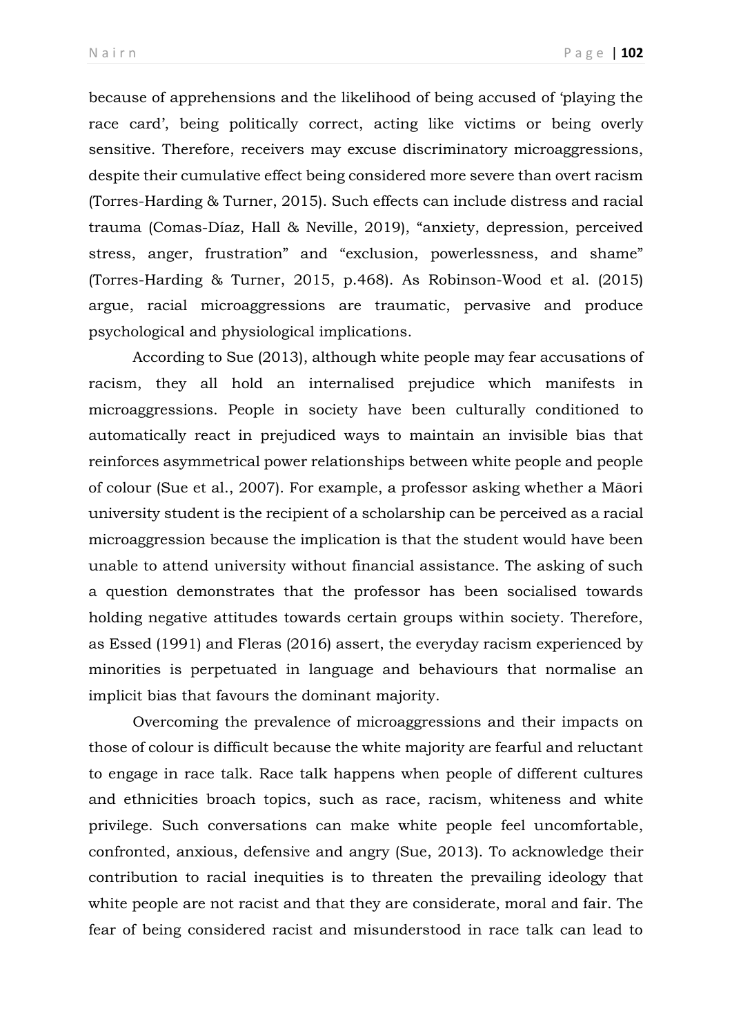because of apprehensions and the likelihood of being accused of 'playing the race card', being politically correct, acting like victims or being overly sensitive. Therefore, receivers may excuse discriminatory microaggressions, despite their cumulative effect being considered more severe than overt racism (Torres-Harding & Turner, 2015). Such effects can include distress and racial trauma (Comas-Díaz, Hall & Neville, 2019), "anxiety, depression, perceived stress, anger, frustration" and "exclusion, powerlessness, and shame" (Torres-Harding & Turner, 2015, p.468). As Robinson-Wood et al. (2015) argue, racial microaggressions are traumatic, pervasive and produce psychological and physiological implications.

According to Sue (2013), although white people may fear accusations of racism, they all hold an internalised prejudice which manifests in microaggressions. People in society have been culturally conditioned to automatically react in prejudiced ways to maintain an invisible bias that reinforces asymmetrical power relationships between white people and people of colour (Sue et al., 2007). For example, a professor asking whether a Māori university student is the recipient of a scholarship can be perceived as a racial microaggression because the implication is that the student would have been unable to attend university without financial assistance. The asking of such a question demonstrates that the professor has been socialised towards holding negative attitudes towards certain groups within society. Therefore, as Essed (1991) and Fleras (2016) assert, the everyday racism experienced by minorities is perpetuated in language and behaviours that normalise an implicit bias that favours the dominant majority.

Overcoming the prevalence of microaggressions and their impacts on those of colour is difficult because the white majority are fearful and reluctant to engage in race talk. Race talk happens when people of different cultures and ethnicities broach topics, such as race, racism, whiteness and white privilege. Such conversations can make white people feel uncomfortable, confronted, anxious, defensive and angry (Sue, 2013). To acknowledge their contribution to racial inequities is to threaten the prevailing ideology that white people are not racist and that they are considerate, moral and fair. The fear of being considered racist and misunderstood in race talk can lead to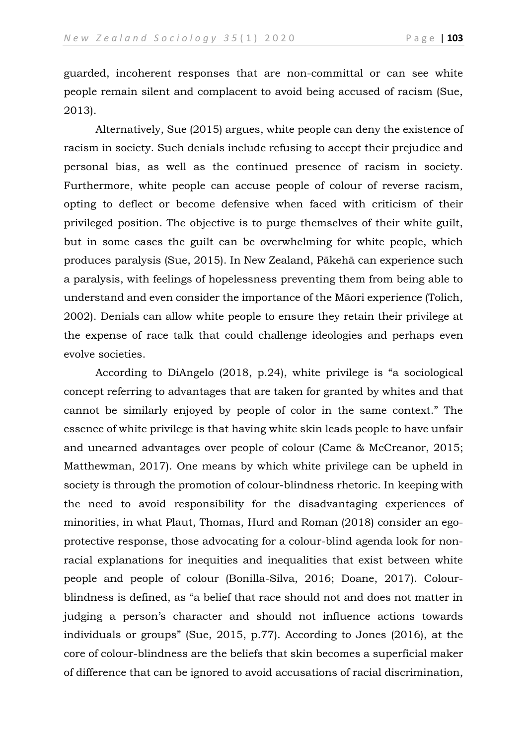guarded, incoherent responses that are non-committal or can see white people remain silent and complacent to avoid being accused of racism (Sue, 2013).

Alternatively, Sue (2015) argues, white people can deny the existence of racism in society. Such denials include refusing to accept their prejudice and personal bias, as well as the continued presence of racism in society. Furthermore, white people can accuse people of colour of reverse racism, opting to deflect or become defensive when faced with criticism of their privileged position. The objective is to purge themselves of their white guilt, but in some cases the guilt can be overwhelming for white people, which produces paralysis (Sue, 2015). In New Zealand, Pākehā can experience such a paralysis, with feelings of hopelessness preventing them from being able to understand and even consider the importance of the Māori experience (Tolich, 2002). Denials can allow white people to ensure they retain their privilege at the expense of race talk that could challenge ideologies and perhaps even evolve societies.

According to DiAngelo (2018, p.24), white privilege is "a sociological concept referring to advantages that are taken for granted by whites and that cannot be similarly enjoyed by people of color in the same context." The essence of white privilege is that having white skin leads people to have unfair and unearned advantages over people of colour (Came & McCreanor, 2015; Matthewman, 2017). One means by which white privilege can be upheld in society is through the promotion of colour-blindness rhetoric. In keeping with the need to avoid responsibility for the disadvantaging experiences of minorities, in what Plaut, Thomas, Hurd and Roman (2018) consider an ego-protective response, those advocating for a colour-blind agenda look for non-racial explanations for inequities and inequalities that exist between white people and people of colour (Bonilla-Silva, 2016; Doane, 2017). Colour-blindness is defined, as "a belief that race should not and does not matter in judging a person's character and should not influence actions towards individuals or groups" (Sue, 2015, p.77). According to Jones (2016), at the core of colour-blindness are the beliefs that skin becomes a superficial maker of difference that can be ignored to avoid accusations of racial discrimination,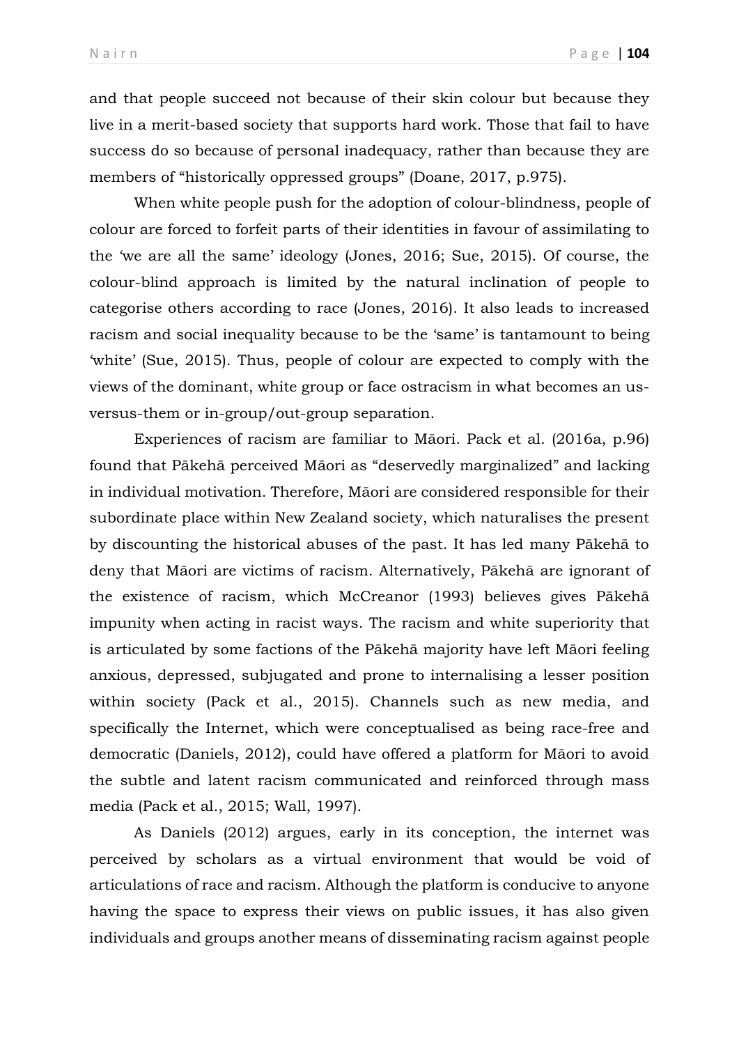and that people succeed not because of their skin colour but because they live in a merit-based society that supports hard work. Those that fail to have success do so because of personal inadequacy, rather than because they are members of "historically oppressed groups" (Doane, 2017, p.975).

When white people push for the adoption of colour-blindness, people of colour are forced to forfeit parts of their identities in favour of assimilating to the 'we are all the same' ideology (Jones, 2016; Sue, 2015). Of course, the colour-blind approach is limited by the natural inclination of people to categorise others according to race (Jones, 2016). It also leads to increased racism and social inequality because to be the 'same' is tantamount to being 'white' (Sue, 2015). Thus, people of colour are expected to comply with the views of the dominant, white group or face ostracism in what becomes an us-versus-them or in-group/out-group separation.

Experiences of racism are familiar to Māori. Pack et al. (2016a, p.96) found that Pākehā perceived Māori as "deservedly marginalized" and lacking in individual motivation. Therefore, Māori are considered responsible for their subordinate place within New Zealand society, which naturalises the present by discounting the historical abuses of the past. It has led many Pākehā to deny that Māori are victims of racism. Alternatively, Pākehā are ignorant of the existence of racism, which McCreanor (1993) believes gives Pākehā impunity when acting in racist ways. The racism and white superiority that is articulated by some factions of the Pākehā majority have left Māori feeling anxious, depressed, subjugated and prone to internalising a lesser position within society (Pack et al., 2015). Channels such as new media, and specifically the Internet, which were conceptualised as being race-free and democratic (Daniels, 2012), could have offered a platform for Māori to avoid the subtle and latent racism communicated and reinforced through mass media (Pack et al., 2015; Wall, 1997).

As Daniels (2012) argues, early in its conception, the internet was perceived by scholars as a virtual environment that would be void of articulations of race and racism. Although the platform is conducive to anyone having the space to express their views on public issues, it has also given individuals and groups another means of disseminating racism against people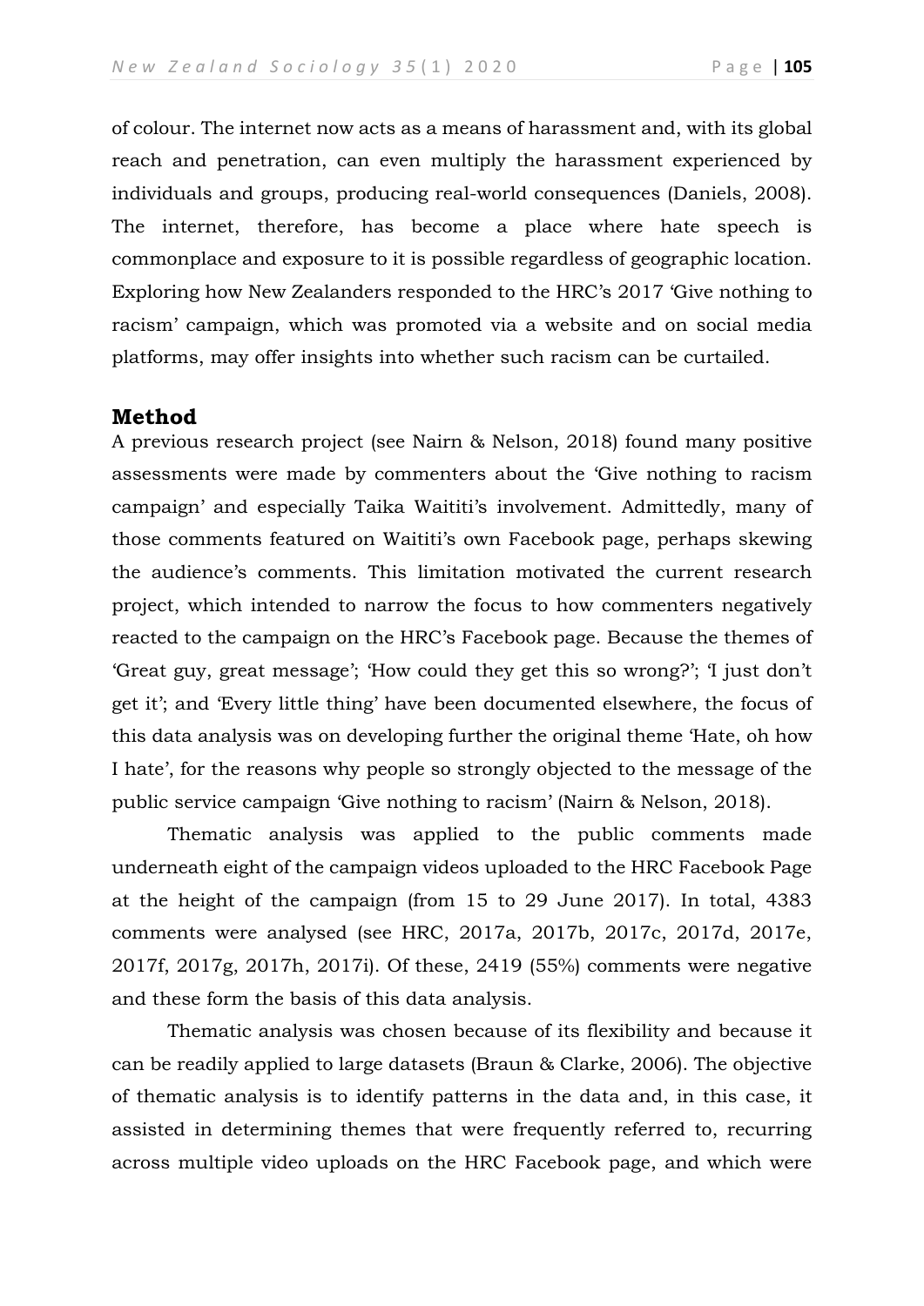of colour. The internet now acts as a means of harassment and, with its global reach and penetration, can even multiply the harassment experienced by individuals and groups, producing real-world consequences (Daniels, 2008). The internet, therefore, has become a place where hate speech is commonplace and exposure to it is possible regardless of geographic location. Exploring how New Zealanders responded to the HRC's 2017 'Give nothing to racism' campaign, which was promoted via a website and on social media platforms, may offer insights into whether such racism can be curtailed.

## Method

A previous research project (see Nairn & Nelson, 2018) found many positive assessments were made by commenters about the 'Give nothing to racism campaign' and especially Taika Waititi's involvement. Admittedly, many of those comments featured on Waititi's own Facebook page, perhaps skewing the audience's comments. This limitation motivated the current research project, which intended to narrow the focus to how commenters negatively reacted to the campaign on the HRC's Facebook page. Because the themes of 'Great guy, great message'; 'How could they get this so wrong?'; 'I just don't get it'; and 'Every little thing' have been documented elsewhere, the focus of this data analysis was on developing further the original theme 'Hate, oh how I hate', for the reasons why people so strongly objected to the message of the public service campaign 'Give nothing to racism' (Nairn & Nelson, 2018).

Thematic analysis was applied to the public comments made underneath eight of the campaign videos uploaded to the HRC Facebook Page at the height of the campaign (from 15 to 29 June 2017). In total, 4383 comments were analysed (see HRC, 2017a, 2017b, 2017c, 2017d, 2017e, 2017f, 2017g, 2017h, 2017i). Of these, 2419 (55%) comments were negative and these form the basis of this data analysis.

Thematic analysis was chosen because of its flexibility and because it can be readily applied to large datasets (Braun & Clarke, 2006). The objective of thematic analysis is to identify patterns in the data and, in this case, it assisted in determining themes that were frequently referred to, recurring across multiple video uploads on the HRC Facebook page, and which were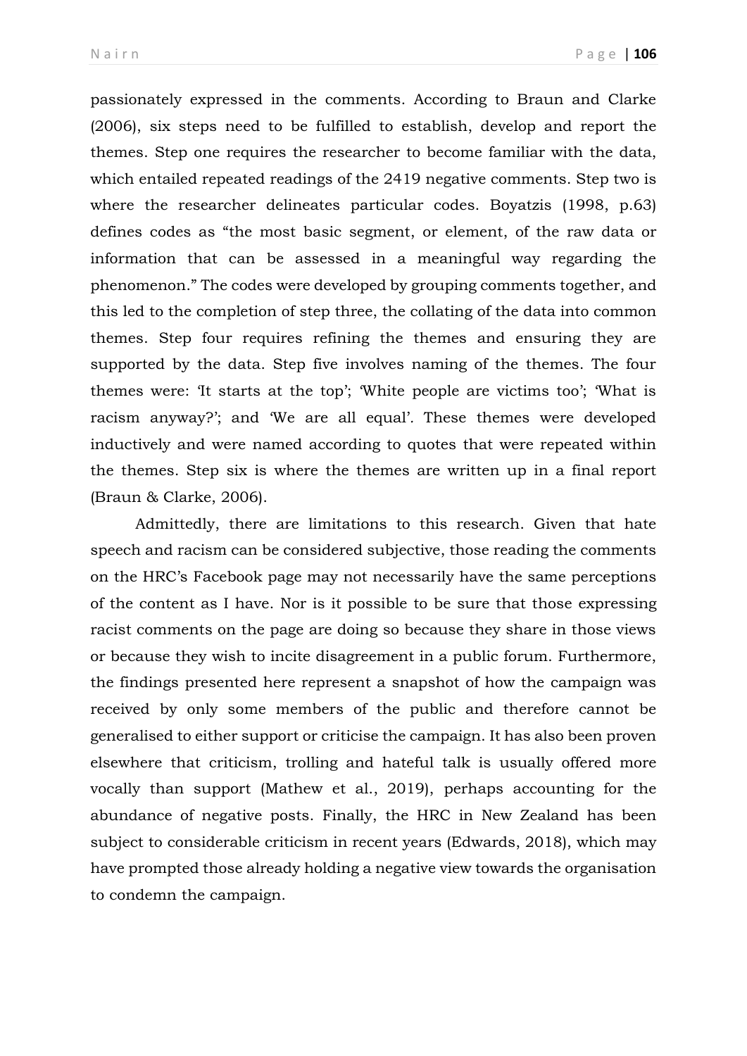passionately expressed in the comments. According to Braun and Clarke (2006), six steps need to be fulfilled to establish, develop and report the themes. Step one requires the researcher to become familiar with the data, which entailed repeated readings of the 2419 negative comments. Step two is where the researcher delineates particular codes. Boyatzis (1998, p.63) defines codes as "the most basic segment, or element, of the raw data or information that can be assessed in a meaningful way regarding the phenomenon." The codes were developed by grouping comments together, and this led to the completion of step three, the collating of the data into common themes. Step four requires refining the themes and ensuring they are supported by the data. Step five involves naming of the themes. The four themes were: 'It starts at the top'; 'White people are victims too'; 'What is racism anyway?'; and 'We are all equal'. These themes were developed inductively and were named according to quotes that were repeated within the themes. Step six is where the themes are written up in a final report (Braun & Clarke, 2006).

Admittedly, there are limitations to this research. Given that hate speech and racism can be considered subjective, those reading the comments on the HRC's Facebook page may not necessarily have the same perceptions of the content as I have. Nor is it possible to be sure that those expressing racist comments on the page are doing so because they share in those views or because they wish to incite disagreement in a public forum. Furthermore, the findings presented here represent a snapshot of how the campaign was received by only some members of the public and therefore cannot be generalised to either support or criticise the campaign. It has also been proven elsewhere that criticism, trolling and hateful talk is usually offered more vocally than support (Mathew et al., 2019), perhaps accounting for the abundance of negative posts. Finally, the HRC in New Zealand has been subject to considerable criticism in recent years (Edwards, 2018), which may have prompted those already holding a negative view towards the organisation to condemn the campaign.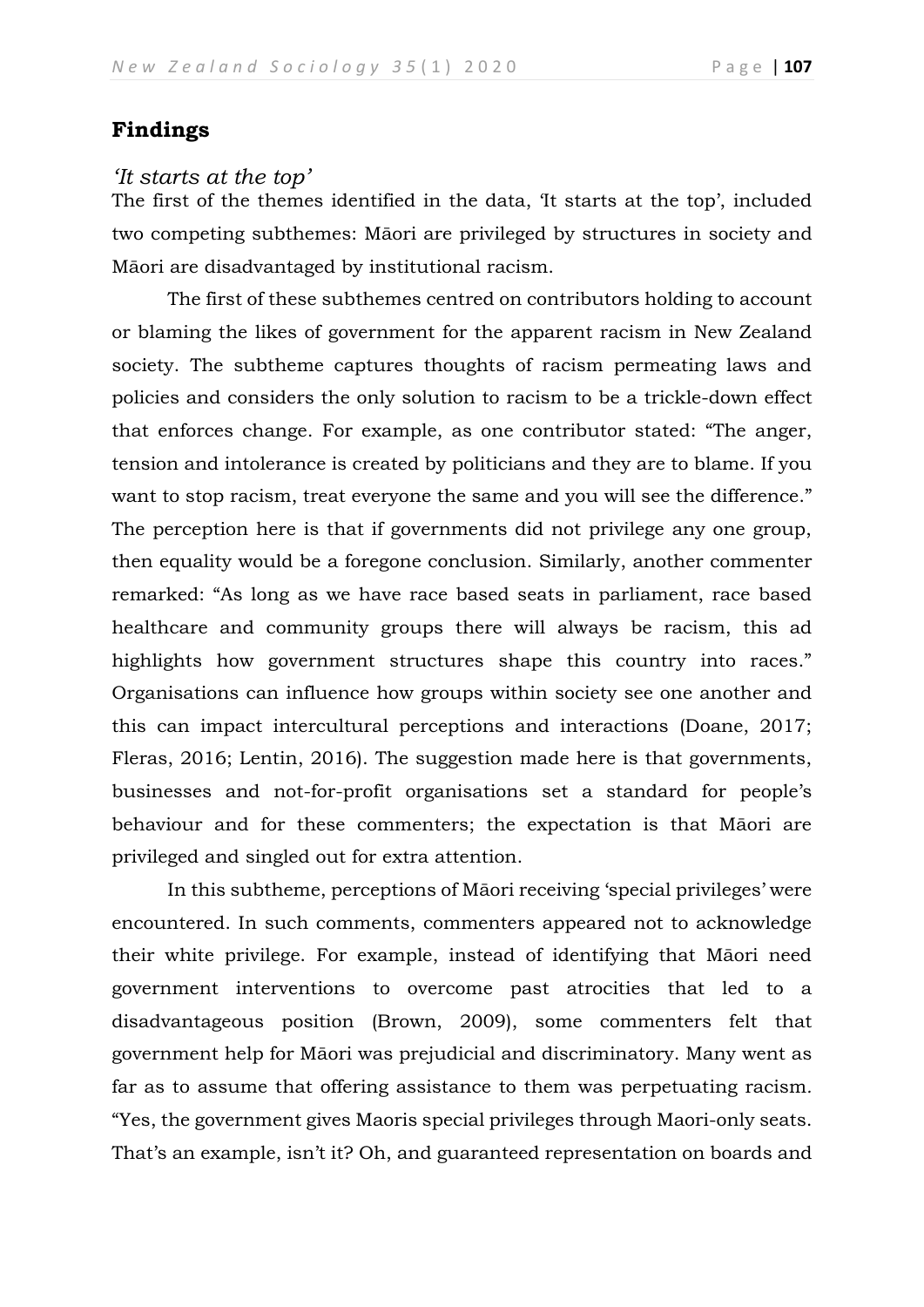## Findings

### *'It starts at the top'*

The first of the themes identified in the data, 'It starts at the top', included two competing subthemes: Māori are privileged by structures in society and Māori are disadvantaged by institutional racism.

The first of these subthemes centred on contributors holding to account or blaming the likes of government for the apparent racism in New Zealand society. The subtheme captures thoughts of racism permeating laws and policies and considers the only solution to racism to be a trickle-down effect that enforces change. For example, as one contributor stated: "The anger, tension and intolerance is created by politicians and they are to blame. If you want to stop racism, treat everyone the same and you will see the difference." The perception here is that if governments did not privilege any one group, then equality would be a foregone conclusion. Similarly, another commenter remarked: "As long as we have race based seats in parliament, race based healthcare and community groups there will always be racism, this ad highlights how government structures shape this country into races." Organisations can influence how groups within society see one another and this can impact intercultural perceptions and interactions (Doane, 2017; Fleras, 2016; Lentin, 2016). The suggestion made here is that governments, businesses and not-for-profit organisations set a standard for people's behaviour and for these commenters; the expectation is that Māori are privileged and singled out for extra attention.

In this subtheme, perceptions of Māori receiving 'special privileges' were encountered. In such comments, commenters appeared not to acknowledge their white privilege. For example, instead of identifying that Māori need government interventions to overcome past atrocities that led to a disadvantageous position (Brown, 2009), some commenters felt that government help for Māori was prejudicial and discriminatory. Many went as far as to assume that offering assistance to them was perpetuating racism. "Yes, the government gives Maoris special privileges through Maori-only seats. That's an example, isn't it? Oh, and guaranteed representation on boards and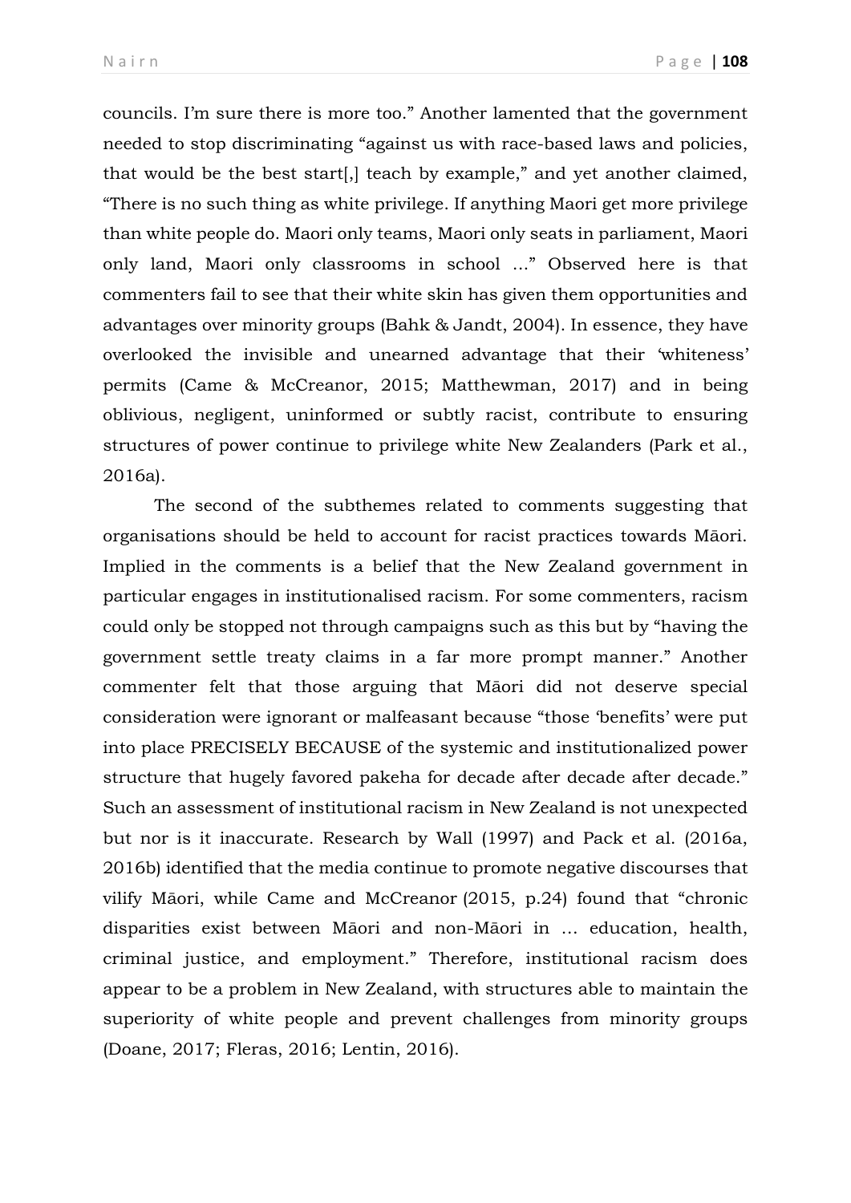councils. I'm sure there is more too." Another lamented that the government needed to stop discriminating "against us with race-based laws and policies, that would be the best start[,] teach by example," and yet another claimed, "There is no such thing as white privilege. If anything Maori get more privilege than white people do. Maori only teams, Maori only seats in parliament, Maori only land, Maori only classrooms in school …" Observed here is that commenters fail to see that their white skin has given them opportunities and advantages over minority groups (Bahk & Jandt, 2004). In essence, they have overlooked the invisible and unearned advantage that their 'whiteness' permits (Came & McCreanor, 2015; Matthewman, 2017) and in being oblivious, negligent, uninformed or subtly racist, contribute to ensuring structures of power continue to privilege white New Zealanders (Park et al., 2016a).

The second of the subthemes related to comments suggesting that organisations should be held to account for racist practices towards Māori. Implied in the comments is a belief that the New Zealand government in particular engages in institutionalised racism. For some commenters, racism could only be stopped not through campaigns such as this but by "having the government settle treaty claims in a far more prompt manner." Another commenter felt that those arguing that Māori did not deserve special consideration were ignorant or malfeasant because "those 'benefits' were put into place PRECISELY BECAUSE of the systemic and institutionalized power structure that hugely favored pakeha for decade after decade after decade." Such an assessment of institutional racism in New Zealand is not unexpected but nor is it inaccurate. Research by Wall (1997) and Pack et al. (2016a, 2016b) identified that the media continue to promote negative discourses that vilify Māori, while Came and McCreanor (2015, p.24) found that "chronic disparities exist between Māori and non-Māori in … education, health, criminal justice, and employment." Therefore, institutional racism does appear to be a problem in New Zealand, with structures able to maintain the superiority of white people and prevent challenges from minority groups (Doane, 2017; Fleras, 2016; Lentin, 2016).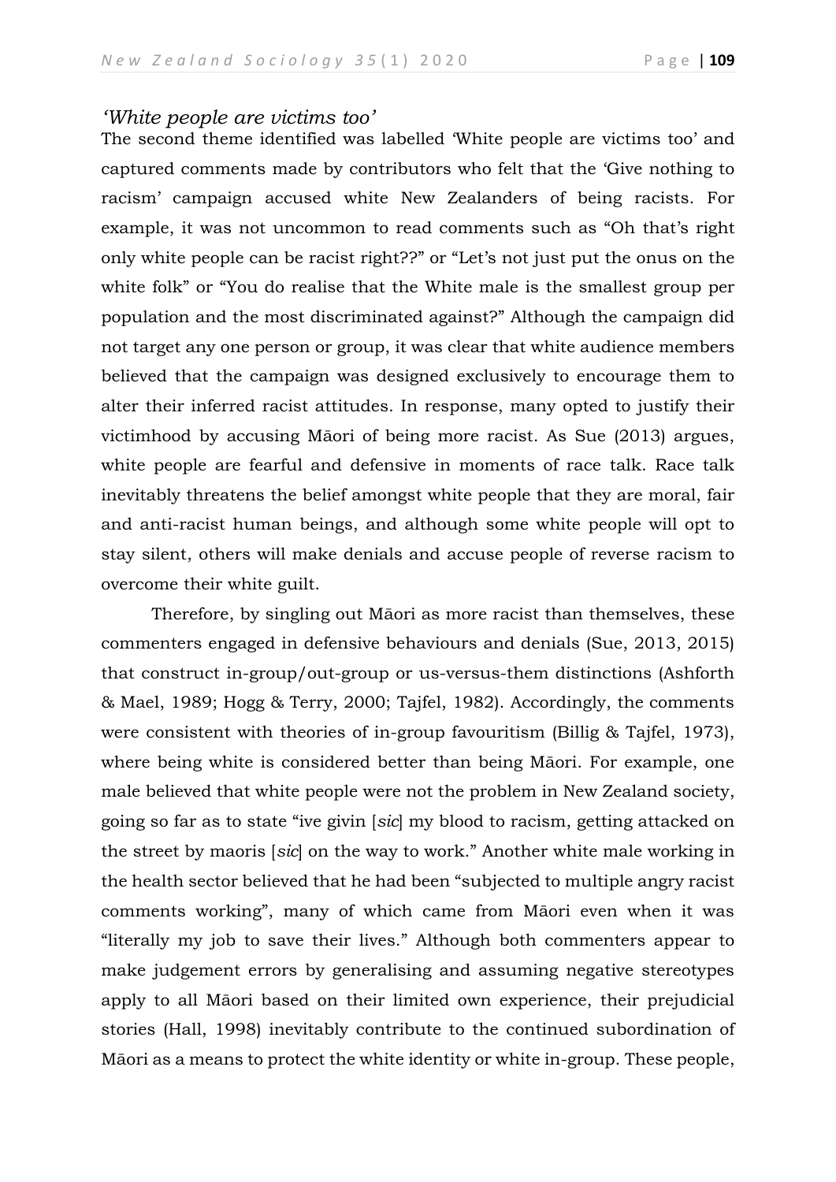### *'White people are victims too'*

The second theme identified was labelled 'White people are victims too' and captured comments made by contributors who felt that the 'Give nothing to racism' campaign accused white New Zealanders of being racists. For example, it was not uncommon to read comments such as "Oh that's right only white people can be racist right??" or "Let's not just put the onus on the white folk" or "You do realise that the White male is the smallest group per population and the most discriminated against?" Although the campaign did not target any one person or group, it was clear that white audience members believed that the campaign was designed exclusively to encourage them to alter their inferred racist attitudes. In response, many opted to justify their victimhood by accusing Māori of being more racist. As Sue (2013) argues, white people are fearful and defensive in moments of race talk. Race talk inevitably threatens the belief amongst white people that they are moral, fair and anti-racist human beings, and although some white people will opt to stay silent, others will make denials and accuse people of reverse racism to overcome their white guilt.

Therefore, by singling out Māori as more racist than themselves, these commenters engaged in defensive behaviours and denials (Sue, 2013, 2015) that construct in-group/out-group or us-versus-them distinctions (Ashforth & Mael, 1989; Hogg & Terry, 2000; Tajfel, 1982). Accordingly, the comments were consistent with theories of in-group favouritism (Billig & Tajfel, 1973), where being white is considered better than being Māori. For example, one male believed that white people were not the problem in New Zealand society, going so far as to state "ive givin [*sic*] my blood to racism, getting attacked on the street by maoris [*sic*] on the way to work." Another white male working in the health sector believed that he had been "subjected to multiple angry racist comments working", many of which came from Māori even when it was "literally my job to save their lives." Although both commenters appear to make judgement errors by generalising and assuming negative stereotypes apply to all Māori based on their limited own experience, their prejudicial stories (Hall, 1998) inevitably contribute to the continued subordination of Māori as a means to protect the white identity or white in-group. These people,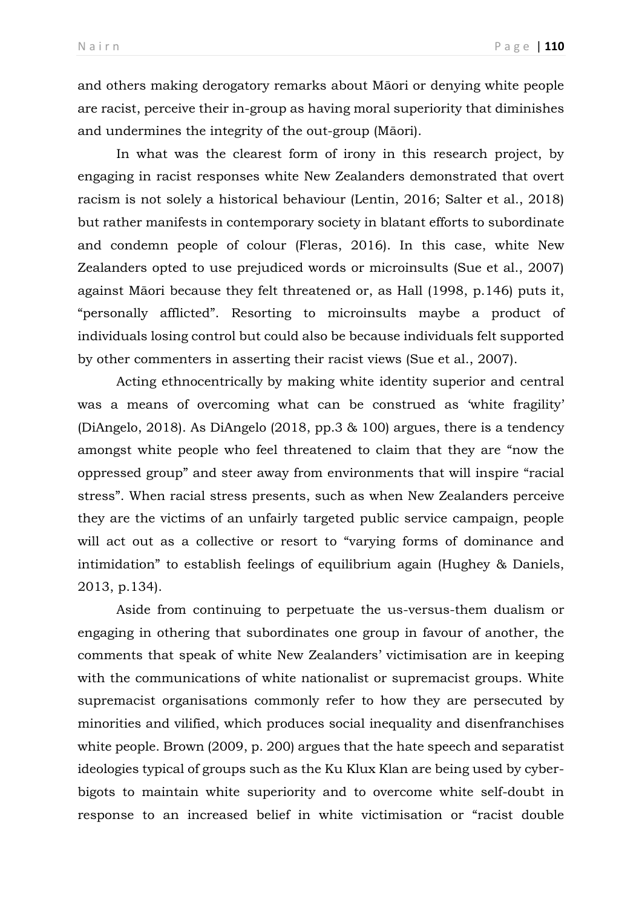and others making derogatory remarks about Māori or denying white people are racist, perceive their in-group as having moral superiority that diminishes and undermines the integrity of the out-group (Māori).

In what was the clearest form of irony in this research project, by engaging in racist responses white New Zealanders demonstrated that overt racism is not solely a historical behaviour (Lentin, 2016; Salter et al., 2018) but rather manifests in contemporary society in blatant efforts to subordinate and condemn people of colour (Fleras, 2016). In this case, white New Zealanders opted to use prejudiced words or microinsults (Sue et al., 2007) against Māori because they felt threatened or, as Hall (1998, p.146) puts it, "personally afflicted". Resorting to microinsults maybe a product of individuals losing control but could also be because individuals felt supported by other commenters in asserting their racist views (Sue et al., 2007).

Acting ethnocentrically by making white identity superior and central was a means of overcoming what can be construed as 'white fragility' (DiAngelo, 2018). As DiAngelo (2018, pp.3 & 100) argues, there is a tendency amongst white people who feel threatened to claim that they are "now the oppressed group" and steer away from environments that will inspire "racial stress". When racial stress presents, such as when New Zealanders perceive they are the victims of an unfairly targeted public service campaign, people will act out as a collective or resort to "varying forms of dominance and intimidation" to establish feelings of equilibrium again (Hughey & Daniels, 2013, p.134).

Aside from continuing to perpetuate the us-versus-them dualism or engaging in othering that subordinates one group in favour of another, the comments that speak of white New Zealanders' victimisation are in keeping with the communications of white nationalist or supremacist groups. White supremacist organisations commonly refer to how they are persecuted by minorities and vilified, which produces social inequality and disenfranchises white people. Brown (2009, p. 200) argues that the hate speech and separatist ideologies typical of groups such as the Ku Klux Klan are being used by cyber-bigots to maintain white superiority and to overcome white self-doubt in response to an increased belief in white victimisation or "racist double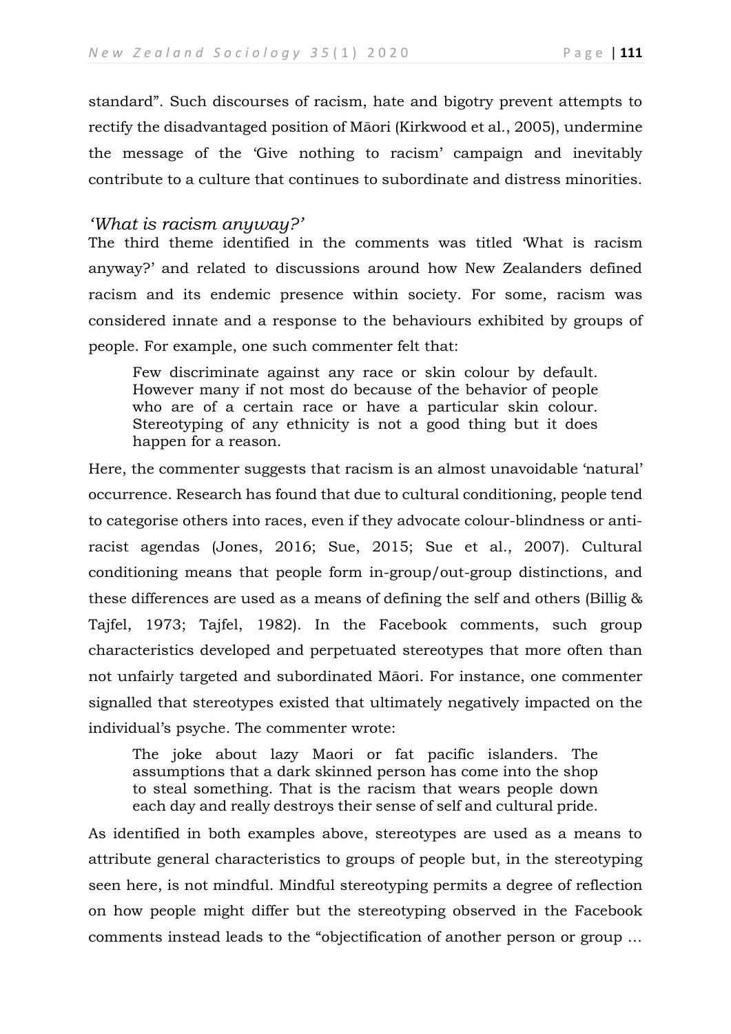standard". Such discourses of racism, hate and bigotry prevent attempts to rectify the disadvantaged position of Māori (Kirkwood et al., 2005), undermine the message of the 'Give nothing to racism' campaign and inevitably contribute to a culture that continues to subordinate and distress minorities.

### *'What is racism anyway?'*

The third theme identified in the comments was titled 'What is racism anyway?' and related to discussions around how New Zealanders defined racism and its endemic presence within society. For some, racism was considered innate and a response to the behaviours exhibited by groups of people. For example, one such commenter felt that:

> Few discriminate against any race or skin colour by default. However many if not most do because of the behavior of people who are of a certain race or have a particular skin colour. Stereotyping of any ethnicity is not a good thing but it does happen for a reason.

Here, the commenter suggests that racism is an almost unavoidable 'natural' occurrence. Research has found that due to cultural conditioning, people tend to categorise others into races, even if they advocate colour-blindness or anti-racist agendas (Jones, 2016; Sue, 2015; Sue et al., 2007). Cultural conditioning means that people form in-group/out-group distinctions, and these differences are used as a means of defining the self and others (Billig & Tajfel, 1973; Tajfel, 1982). In the Facebook comments, such group characteristics developed and perpetuated stereotypes that more often than not unfairly targeted and subordinated Māori. For instance, one commenter signalled that stereotypes existed that ultimately negatively impacted on the individual's psyche. The commenter wrote:

> The joke about lazy Maori or fat pacific islanders. The assumptions that a dark skinned person has come into the shop to steal something. That is the racism that wears people down each day and really destroys their sense of self and cultural pride.

As identified in both examples above, stereotypes are used as a means to attribute general characteristics to groups of people but, in the stereotyping seen here, is not mindful. Mindful stereotyping permits a degree of reflection on how people might differ but the stereotyping observed in the Facebook comments instead leads to the "objectification of another person or group …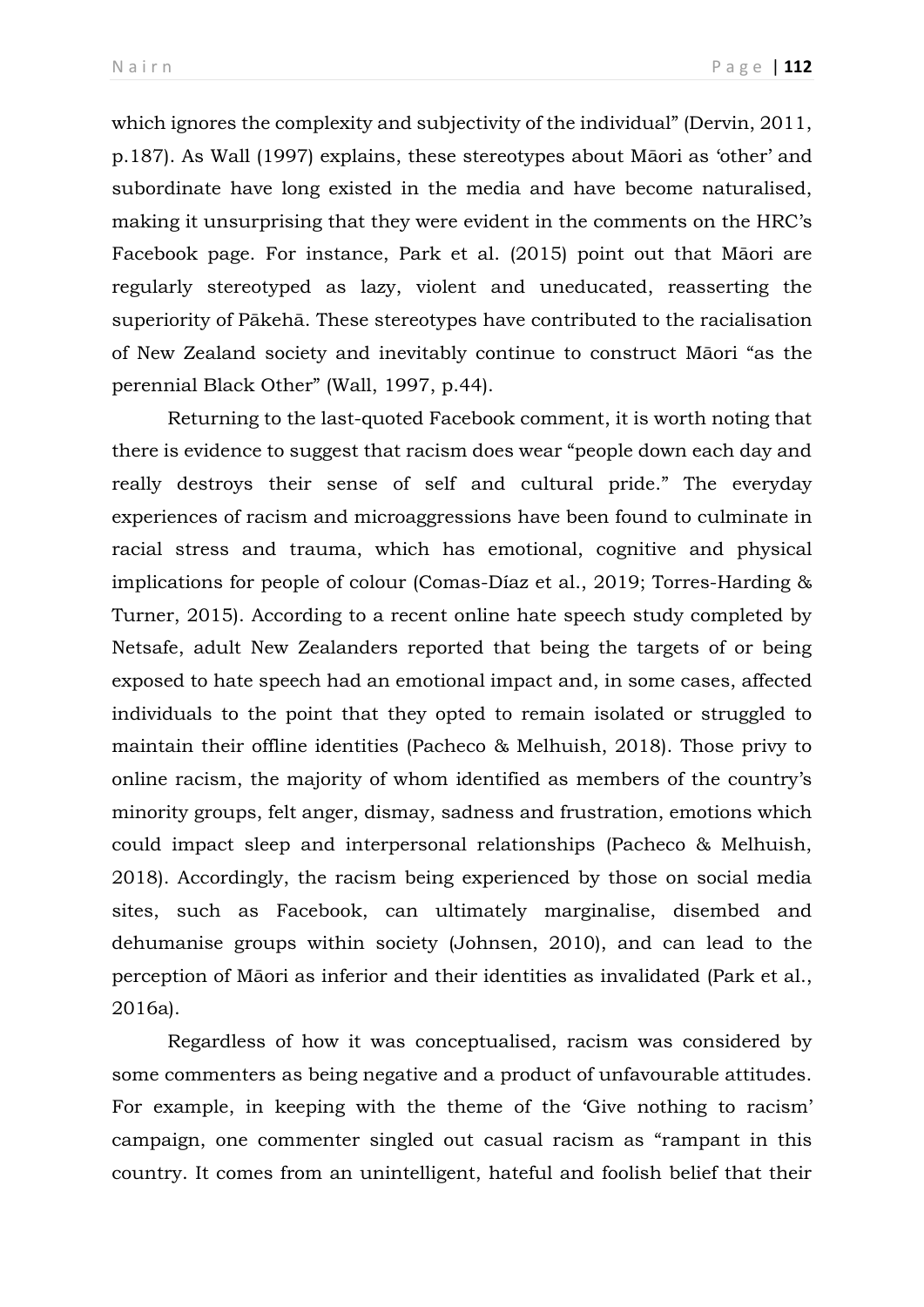which ignores the complexity and subjectivity of the individual" (Dervin, 2011, p.187). As Wall (1997) explains, these stereotypes about Māori as 'other' and subordinate have long existed in the media and have become naturalised, making it unsurprising that they were evident in the comments on the HRC's Facebook page. For instance, Park et al. (2015) point out that Māori are regularly stereotyped as lazy, violent and uneducated, reasserting the superiority of Pākehā. These stereotypes have contributed to the racialisation of New Zealand society and inevitably continue to construct Māori "as the perennial Black Other" (Wall, 1997, p.44).

Returning to the last-quoted Facebook comment, it is worth noting that there is evidence to suggest that racism does wear "people down each day and really destroys their sense of self and cultural pride." The everyday experiences of racism and microaggressions have been found to culminate in racial stress and trauma, which has emotional, cognitive and physical implications for people of colour (Comas-Díaz et al., 2019; Torres-Harding & Turner, 2015). According to a recent online hate speech study completed by Netsafe, adult New Zealanders reported that being the targets of or being exposed to hate speech had an emotional impact and, in some cases, affected individuals to the point that they opted to remain isolated or struggled to maintain their offline identities (Pacheco & Melhuish, 2018). Those privy to online racism, the majority of whom identified as members of the country's minority groups, felt anger, dismay, sadness and frustration, emotions which could impact sleep and interpersonal relationships (Pacheco & Melhuish, 2018). Accordingly, the racism being experienced by those on social media sites, such as Facebook, can ultimately marginalise, disembed and dehumanise groups within society (Johnsen, 2010), and can lead to the perception of Māori as inferior and their identities as invalidated (Park et al., 2016a).

Regardless of how it was conceptualised, racism was considered by some commenters as being negative and a product of unfavourable attitudes. For example, in keeping with the theme of the 'Give nothing to racism' campaign, one commenter singled out casual racism as "rampant in this country. It comes from an unintelligent, hateful and foolish belief that their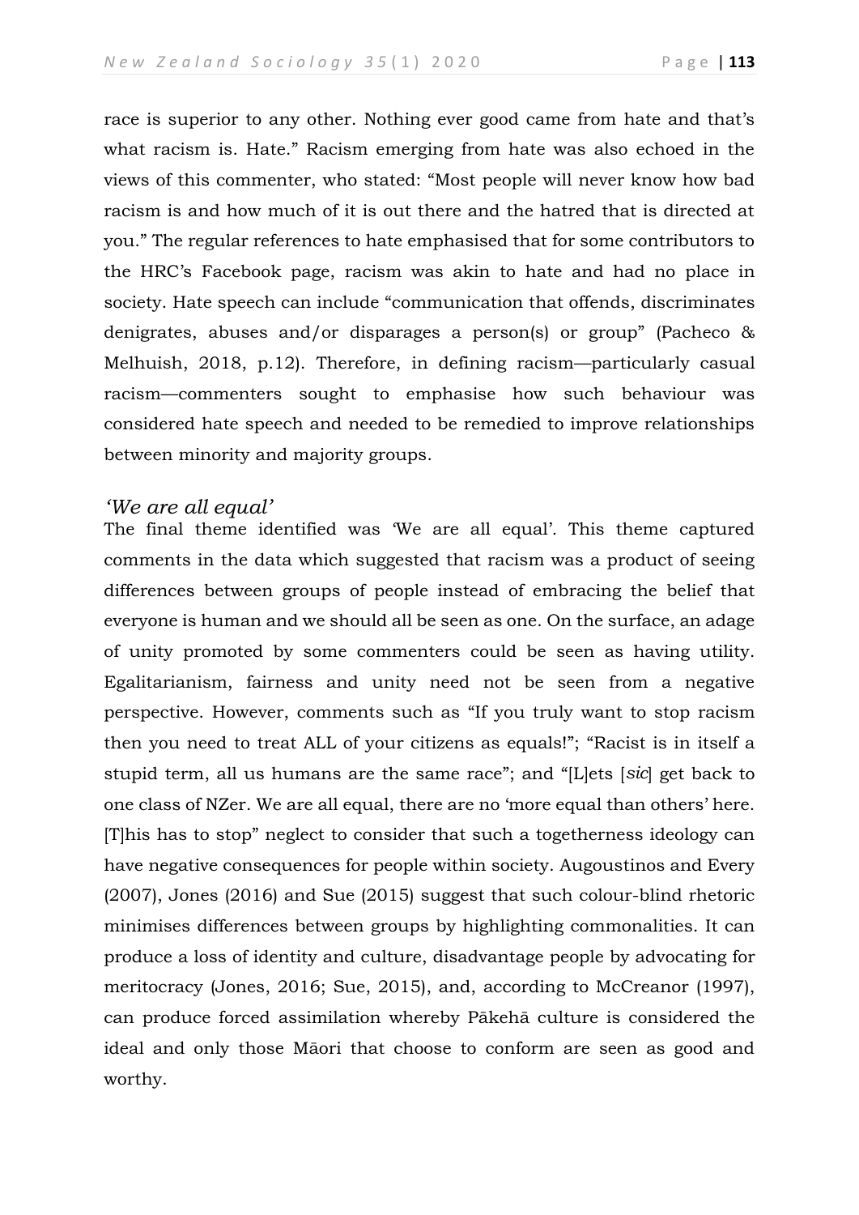race is superior to any other. Nothing ever good came from hate and that's what racism is. Hate." Racism emerging from hate was also echoed in the views of this commenter, who stated: "Most people will never know how bad racism is and how much of it is out there and the hatred that is directed at you." The regular references to hate emphasised that for some contributors to the HRC's Facebook page, racism was akin to hate and had no place in society. Hate speech can include "communication that offends, discriminates denigrates, abuses and/or disparages a person(s) or group" (Pacheco & Melhuish, 2018, p.12). Therefore, in defining racism—particularly casual racism—commenters sought to emphasise how such behaviour was considered hate speech and needed to be remedied to improve relationships between minority and majority groups.

### *'We are all equal'*

The final theme identified was 'We are all equal'. This theme captured comments in the data which suggested that racism was a product of seeing differences between groups of people instead of embracing the belief that everyone is human and we should all be seen as one. On the surface, an adage of unity promoted by some commenters could be seen as having utility. Egalitarianism, fairness and unity need not be seen from a negative perspective. However, comments such as "If you truly want to stop racism then you need to treat ALL of your citizens as equals!"; "Racist is in itself a stupid term, all us humans are the same race"; and "[L]ets [*sic*] get back to one class of NZer. We are all equal, there are no 'more equal than others' here. [T]his has to stop" neglect to consider that such a togetherness ideology can have negative consequences for people within society. Augoustinos and Every (2007), Jones (2016) and Sue (2015) suggest that such colour-blind rhetoric minimises differences between groups by highlighting commonalities. It can produce a loss of identity and culture, disadvantage people by advocating for meritocracy (Jones, 2016; Sue, 2015), and, according to McCreanor (1997), can produce forced assimilation whereby Pākehā culture is considered the ideal and only those Māori that choose to conform are seen as good and worthy.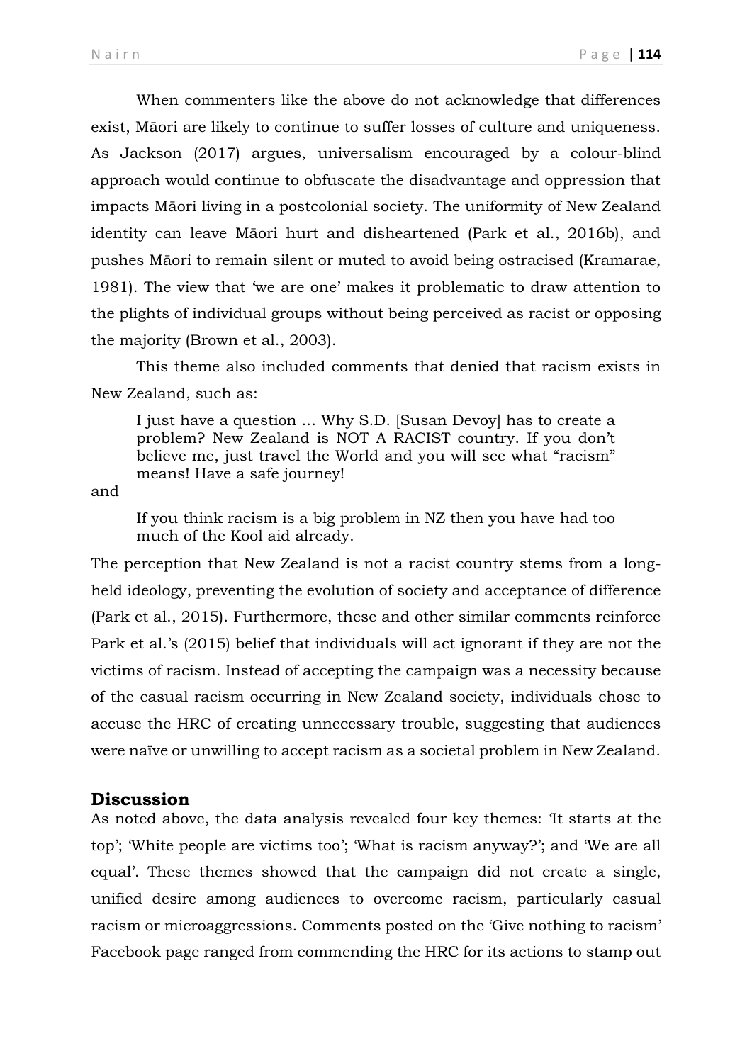When commenters like the above do not acknowledge that differences exist, Māori are likely to continue to suffer losses of culture and uniqueness. As Jackson (2017) argues, universalism encouraged by a colour-blind approach would continue to obfuscate the disadvantage and oppression that impacts Māori living in a postcolonial society. The uniformity of New Zealand identity can leave Māori hurt and disheartened (Park et al., 2016b), and pushes Māori to remain silent or muted to avoid being ostracised (Kramarae, 1981). The view that 'we are one' makes it problematic to draw attention to the plights of individual groups without being perceived as racist or opposing the majority (Brown et al., 2003).

This theme also included comments that denied that racism exists in New Zealand, such as:

> I just have a question ... Why S.D. [Susan Devoy] has to create a problem? New Zealand is NOT A RACIST country. If you don't believe me, just travel the World and you will see what "racism" means! Have a safe journey!

and

> If you think racism is a big problem in NZ then you have had too much of the Kool aid already.

The perception that New Zealand is not a racist country stems from a long-held ideology, preventing the evolution of society and acceptance of difference (Park et al., 2015). Furthermore, these and other similar comments reinforce Park et al.'s (2015) belief that individuals will act ignorant if they are not the victims of racism. Instead of accepting the campaign was a necessity because of the casual racism occurring in New Zealand society, individuals chose to accuse the HRC of creating unnecessary trouble, suggesting that audiences were naïve or unwilling to accept racism as a societal problem in New Zealand.

## Discussion

As noted above, the data analysis revealed four key themes: 'It starts at the top'; 'White people are victims too'; 'What is racism anyway?'; and 'We are all equal'. These themes showed that the campaign did not create a single, unified desire among audiences to overcome racism, particularly casual racism or microaggressions. Comments posted on the 'Give nothing to racism' Facebook page ranged from commending the HRC for its actions to stamp out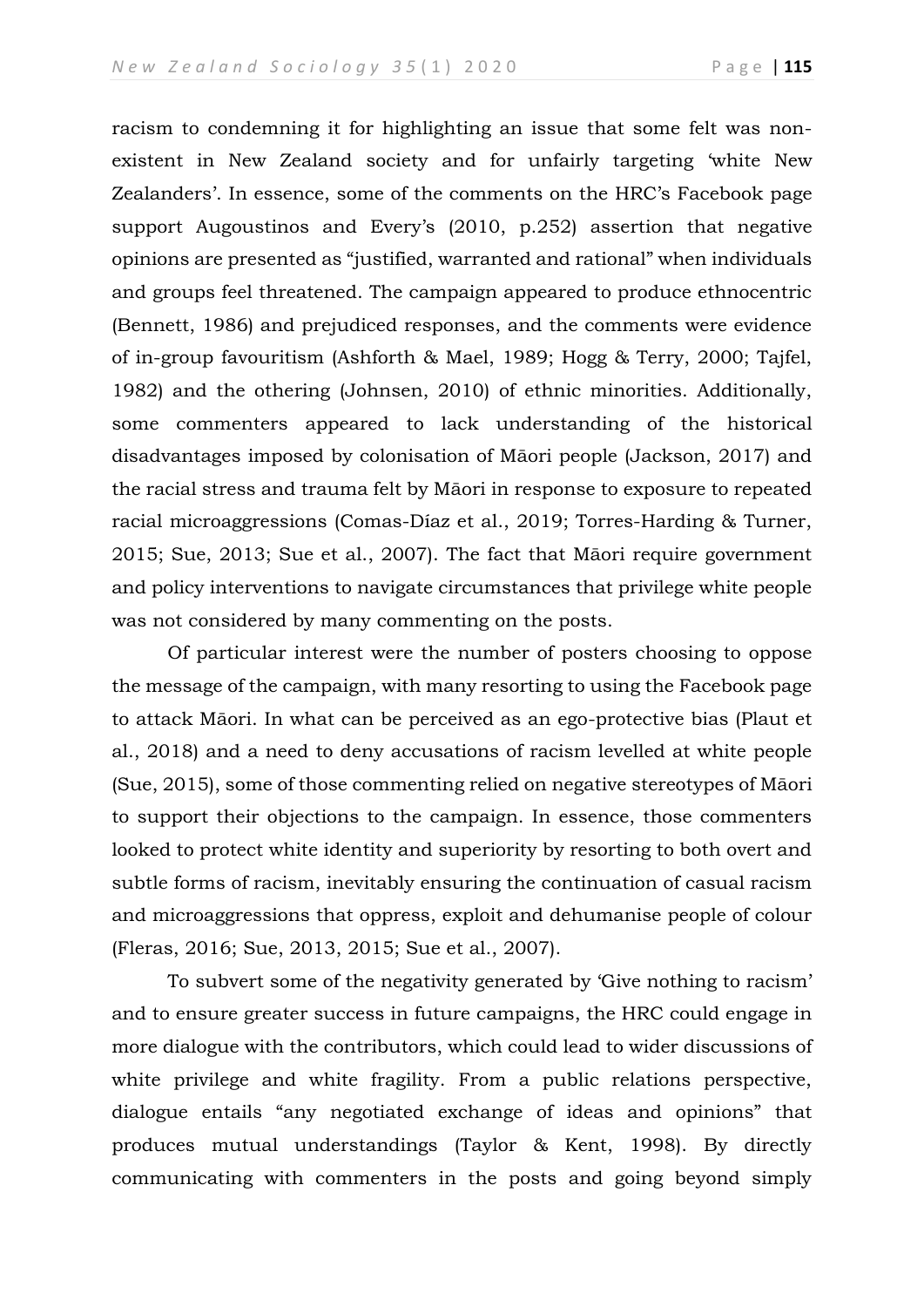racism to condemning it for highlighting an issue that some felt was non-existent in New Zealand society and for unfairly targeting 'white New Zealanders'. In essence, some of the comments on the HRC's Facebook page support Augoustinos and Every's (2010, p.252) assertion that negative opinions are presented as "justified, warranted and rational" when individuals and groups feel threatened. The campaign appeared to produce ethnocentric (Bennett, 1986) and prejudiced responses, and the comments were evidence of in-group favouritism (Ashforth & Mael, 1989; Hogg & Terry, 2000; Tajfel, 1982) and the othering (Johnsen, 2010) of ethnic minorities. Additionally, some commenters appeared to lack understanding of the historical disadvantages imposed by colonisation of Māori people (Jackson, 2017) and the racial stress and trauma felt by Māori in response to exposure to repeated racial microaggressions (Comas-Díaz et al., 2019; Torres-Harding & Turner, 2015; Sue, 2013; Sue et al., 2007). The fact that Māori require government and policy interventions to navigate circumstances that privilege white people was not considered by many commenting on the posts.

Of particular interest were the number of posters choosing to oppose the message of the campaign, with many resorting to using the Facebook page to attack Māori. In what can be perceived as an ego-protective bias (Plaut et al., 2018) and a need to deny accusations of racism levelled at white people (Sue, 2015), some of those commenting relied on negative stereotypes of Māori to support their objections to the campaign. In essence, those commenters looked to protect white identity and superiority by resorting to both overt and subtle forms of racism, inevitably ensuring the continuation of casual racism and microaggressions that oppress, exploit and dehumanise people of colour (Fleras, 2016; Sue, 2013, 2015; Sue et al., 2007).

To subvert some of the negativity generated by 'Give nothing to racism' and to ensure greater success in future campaigns, the HRC could engage in more dialogue with the contributors, which could lead to wider discussions of white privilege and white fragility. From a public relations perspective, dialogue entails "any negotiated exchange of ideas and opinions" that produces mutual understandings (Taylor & Kent, 1998). By directly communicating with commenters in the posts and going beyond simply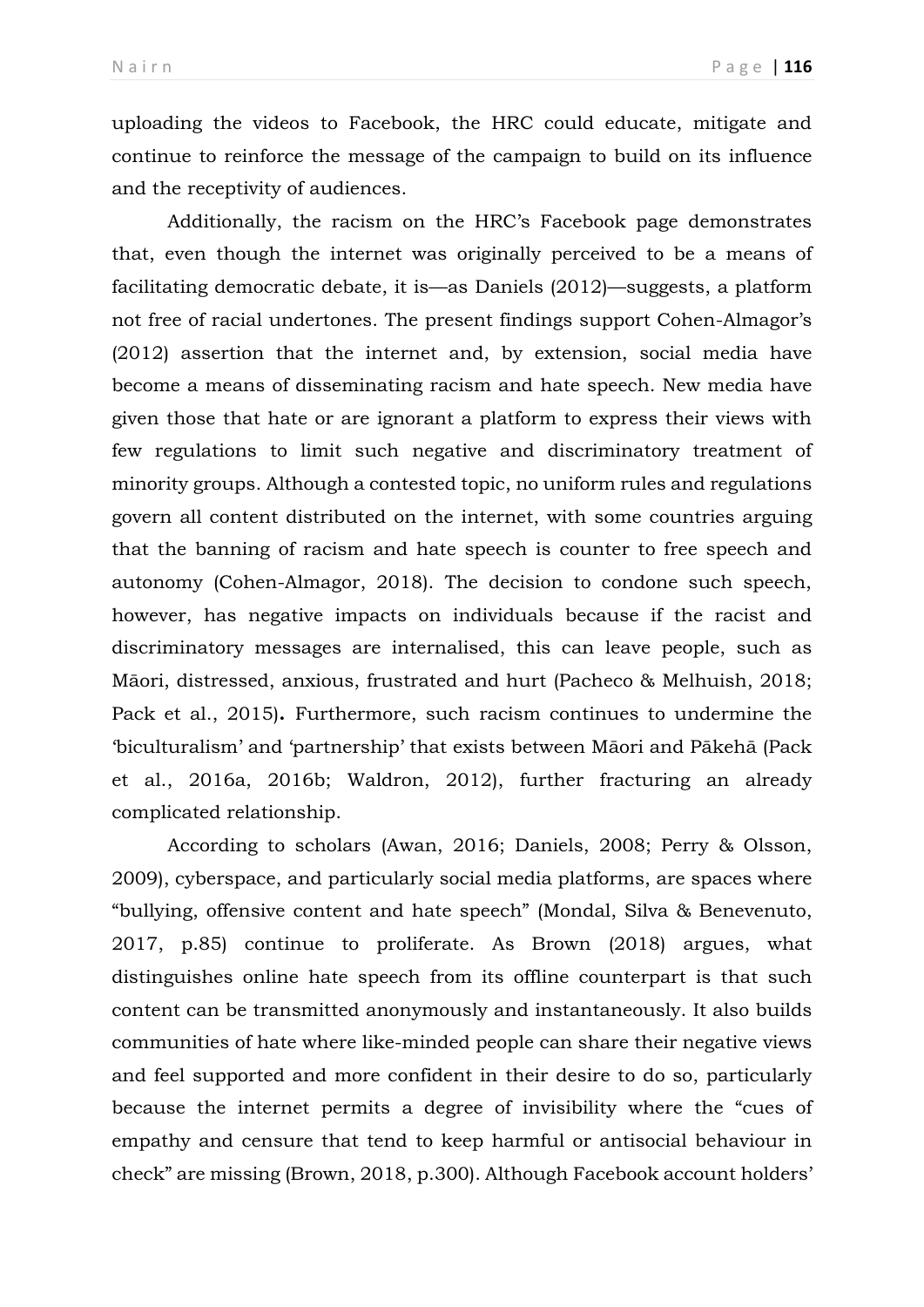uploading the videos to Facebook, the HRC could educate, mitigate and continue to reinforce the message of the campaign to build on its influence and the receptivity of audiences.

Additionally, the racism on the HRC's Facebook page demonstrates that, even though the internet was originally perceived to be a means of facilitating democratic debate, it is—as Daniels (2012)—suggests, a platform not free of racial undertones. The present findings support Cohen-Almagor's (2012) assertion that the internet and, by extension, social media have become a means of disseminating racism and hate speech. New media have given those that hate or are ignorant a platform to express their views with few regulations to limit such negative and discriminatory treatment of minority groups. Although a contested topic, no uniform rules and regulations govern all content distributed on the internet, with some countries arguing that the banning of racism and hate speech is counter to free speech and autonomy (Cohen-Almagor, 2018). The decision to condone such speech, however, has negative impacts on individuals because if the racist and discriminatory messages are internalised, this can leave people, such as Māori, distressed, anxious, frustrated and hurt (Pacheco & Melhuish, 2018; Pack et al., 2015). Furthermore, such racism continues to undermine the 'biculturalism' and 'partnership' that exists between Māori and Pākehā (Pack et al., 2016a, 2016b; Waldron, 2012), further fracturing an already complicated relationship.

According to scholars (Awan, 2016; Daniels, 2008; Perry & Olsson, 2009), cyberspace, and particularly social media platforms, are spaces where "bullying, offensive content and hate speech" (Mondal, Silva & Benevenuto, 2017, p.85) continue to proliferate. As Brown (2018) argues, what distinguishes online hate speech from its offline counterpart is that such content can be transmitted anonymously and instantaneously. It also builds communities of hate where like-minded people can share their negative views and feel supported and more confident in their desire to do so, particularly because the internet permits a degree of invisibility where the "cues of empathy and censure that tend to keep harmful or antisocial behaviour in check" are missing (Brown, 2018, p.300). Although Facebook account holders'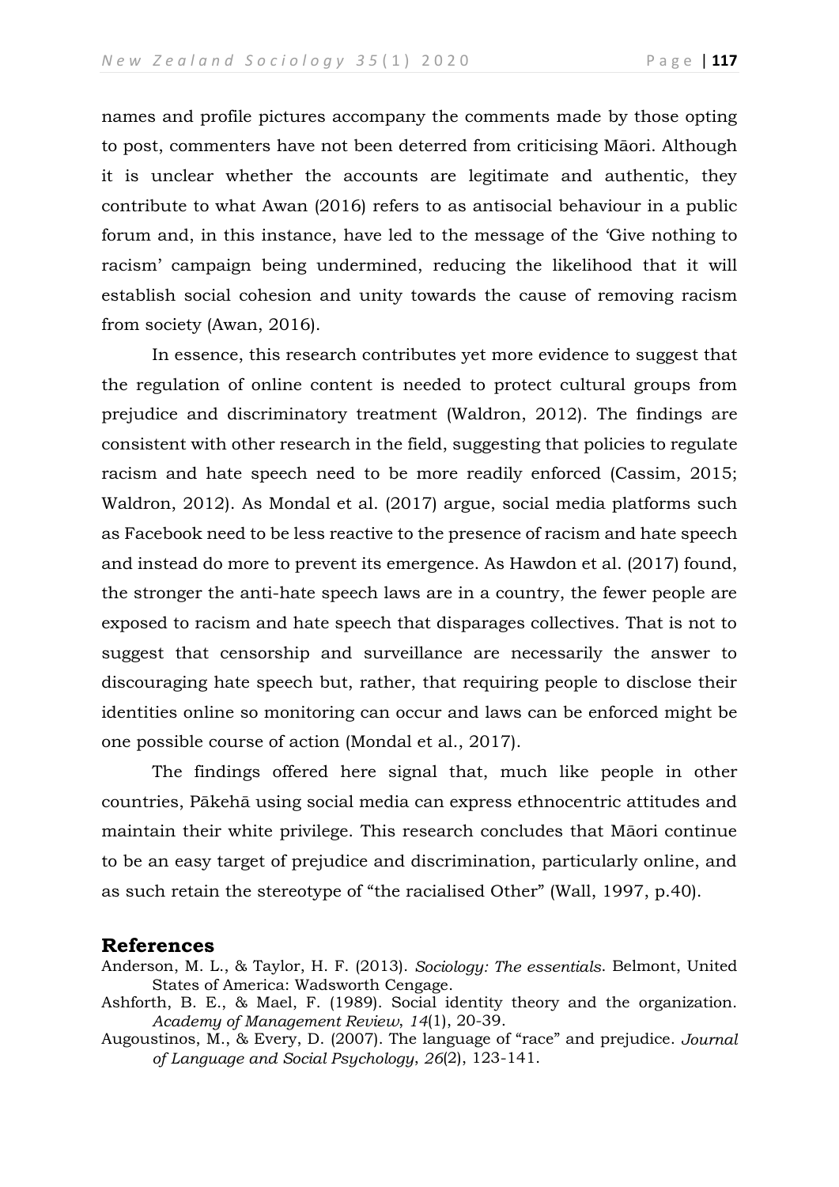names and profile pictures accompany the comments made by those opting to post, commenters have not been deterred from criticising Māori. Although it is unclear whether the accounts are legitimate and authentic, they contribute to what Awan (2016) refers to as antisocial behaviour in a public forum and, in this instance, have led to the message of the 'Give nothing to racism' campaign being undermined, reducing the likelihood that it will establish social cohesion and unity towards the cause of removing racism from society (Awan, 2016).

In essence, this research contributes yet more evidence to suggest that the regulation of online content is needed to protect cultural groups from prejudice and discriminatory treatment (Waldron, 2012). The findings are consistent with other research in the field, suggesting that policies to regulate racism and hate speech need to be more readily enforced (Cassim, 2015; Waldron, 2012). As Mondal et al. (2017) argue, social media platforms such as Facebook need to be less reactive to the presence of racism and hate speech and instead do more to prevent its emergence. As Hawdon et al. (2017) found, the stronger the anti-hate speech laws are in a country, the fewer people are exposed to racism and hate speech that disparages collectives. That is not to suggest that censorship and surveillance are necessarily the answer to discouraging hate speech but, rather, that requiring people to disclose their identities online so monitoring can occur and laws can be enforced might be one possible course of action (Mondal et al., 2017).

The findings offered here signal that, much like people in other countries, Pākehā using social media can express ethnocentric attitudes and maintain their white privilege. This research concludes that Māori continue to be an easy target of prejudice and discrimination, particularly online, and as such retain the stereotype of "the racialised Other" (Wall, 1997, p.40).

## References

Anderson, M. L., & Taylor, H. F. (2013). *Sociology: The essentials*. Belmont, United States of America: Wadsworth Cengage.

Ashforth, B. E., & Mael, F. (1989). Social identity theory and the organization. *Academy of Management Review*, *14*(1), 20-39.

Augoustinos, M., & Every, D. (2007). The language of "race" and prejudice. *Journal of Language and Social Psychology*, *26*(2), 123-141.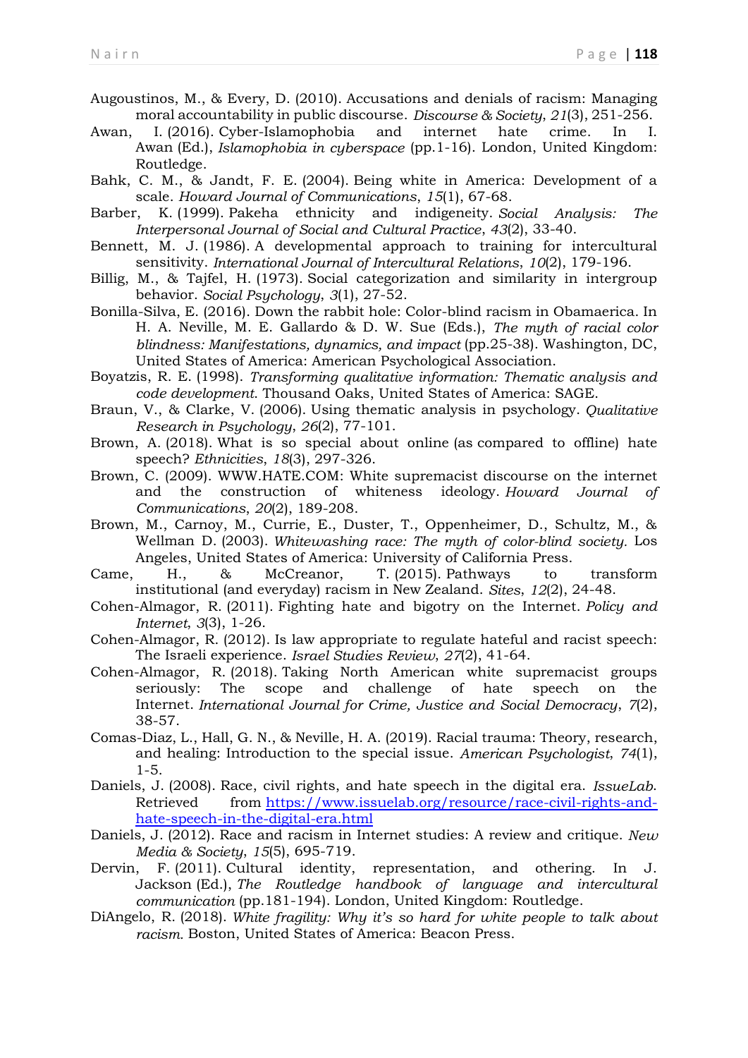Augoustinos, M., & Every, D. (2010). Accusations and denials of racism: Managing moral accountability in public discourse. *Discourse & Society*, *21*(3), 251-256.

Awan, I. (2016). Cyber-Islamophobia and internet hate crime. In I. Awan (Ed.), *Islamophobia in cyberspace* (pp.1-16). London, United Kingdom: Routledge.

Bahk, C. M., & Jandt, F. E. (2004). Being white in America: Development of a scale. *Howard Journal of Communications*, *15*(1), 67-68.

Barber, K. (1999). Pakeha ethnicity and indigeneity. *Social Analysis: The Interpersonal Journal of Social and Cultural Practice*, *43*(2), 33-40.

Bennett, M. J. (1986). A developmental approach to training for intercultural sensitivity. *International Journal of Intercultural Relations*, *10*(2), 179-196.

Billig, M., & Tajfel, H. (1973). Social categorization and similarity in intergroup behavior. *Social Psychology*, *3*(1), 27-52.

Bonilla-Silva, E. (2016). Down the rabbit hole: Color-blind racism in Obamaerica. In H. A. Neville, M. E. Gallardo & D. W. Sue (Eds.), *The myth of racial color blindness: Manifestations, dynamics, and impact* (pp.25-38). Washington, DC, United States of America: American Psychological Association.

Boyatzis, R. E. (1998). *Transforming qualitative information: Thematic analysis and code development*. Thousand Oaks, United States of America: SAGE.

Braun, V., & Clarke, V. (2006). Using thematic analysis in psychology. *Qualitative Research in Psychology*, *26*(2), 77-101.

Brown, A. (2018). What is so special about online (as compared to offline) hate speech? *Ethnicities*, *18*(3), 297-326.

Brown, C. (2009). WWW.HATE.COM: White supremacist discourse on the internet and the construction of whiteness ideology. *Howard Journal of Communications*, *20*(2), 189-208.

Brown, M., Carnoy, M., Currie, E., Duster, T., Oppenheimer, D., Schultz, M., & Wellman D. (2003). *Whitewashing race: The myth of color-blind society.* Los Angeles, United States of America: University of California Press.

Came, H., & McCreanor, T. (2015). Pathways to transform institutional (and everyday) racism in New Zealand. *Sites*, *12*(2), 24-48.

Cohen-Almagor, R. (2011). Fighting hate and bigotry on the Internet. *Policy and Internet*, *3*(3), 1-26.

Cohen-Almagor, R. (2012). Is law appropriate to regulate hateful and racist speech: The Israeli experience. *Israel Studies Review*, *27*(2), 41-64.

Cohen-Almagor, R. (2018). Taking North American white supremacist groups seriously: The scope and challenge of hate speech on the Internet. *International Journal for Crime, Justice and Social Democracy*, *7*(2), 38-57.

Comas-Diaz, L., Hall, G. N., & Neville, H. A. (2019). Racial trauma: Theory, research, and healing: Introduction to the special issue. *American Psychologist*, *74*(1), 1-5.

Daniels, J. (2008). Race, civil rights, and hate speech in the digital era. *IssueLab*. Retrieved from https://www.issuelab.org/resource/race-civil-rights-and-hate-speech-in-the-digital-era.html

Daniels, J. (2012). Race and racism in Internet studies: A review and critique. *New Media & Society*, *15*(5), 695-719.

Dervin, F. (2011). Cultural identity, representation, and othering. In J. Jackson (Ed.), *The Routledge handbook of language and intercultural communication* (pp.181-194). London, United Kingdom: Routledge.

DiAngelo, R. (2018). *White fragility: Why it's so hard for white people to talk about racism.* Boston, United States of America: Beacon Press.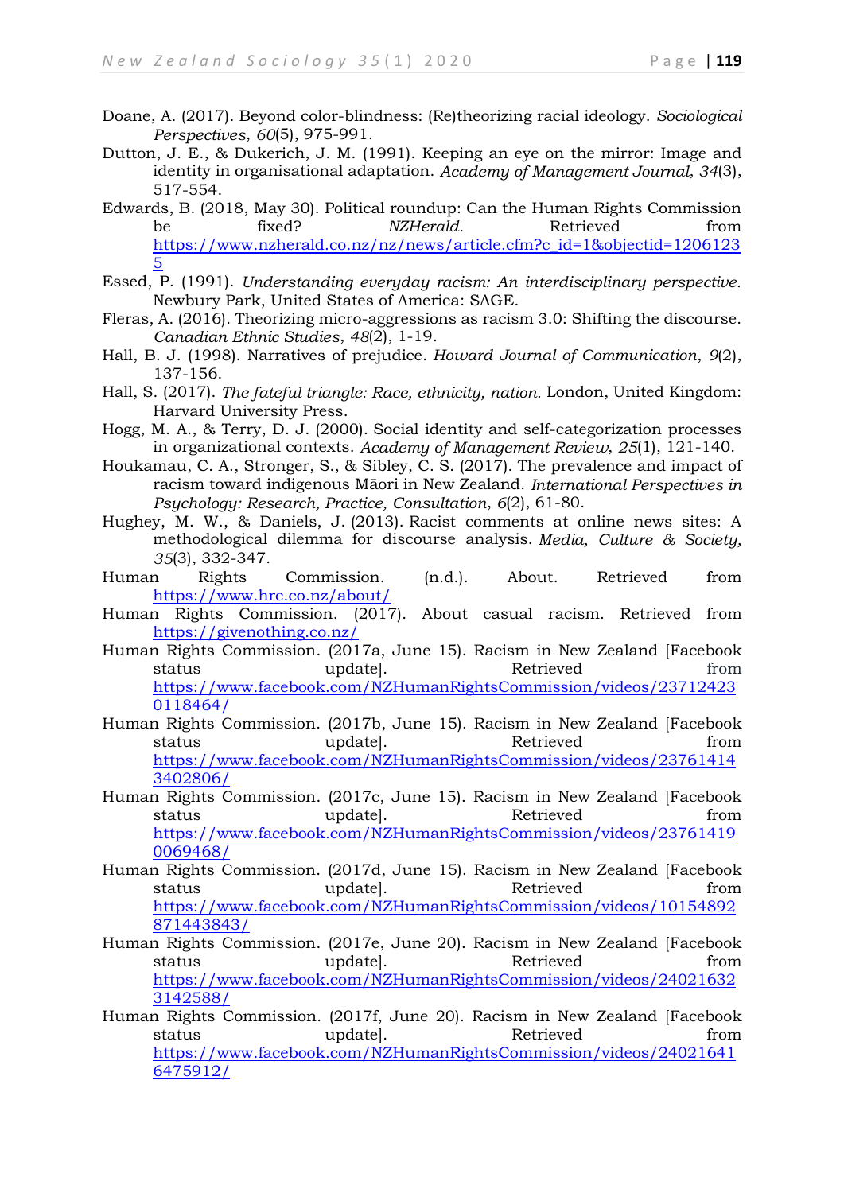Doane, A. (2017). Beyond color-blindness: (Re)theorizing racial ideology. *Sociological Perspectives*, *60*(5), 975-991.

Dutton, J. E., & Dukerich, J. M. (1991). Keeping an eye on the mirror: Image and identity in organisational adaptation. *Academy of Management Journal*, *34*(3), 517-554.

Edwards, B. (2018, May 30). Political roundup: Can the Human Rights Commission be fixed? *NZHerald.* Retrieved from https://www.nzherald.co.nz/nz/news/article.cfm?c_id=1&objectid=12061235

Essed, P. (1991). *Understanding everyday racism: An interdisciplinary perspective.* Newbury Park, United States of America: SAGE.

Fleras, A. (2016). Theorizing micro-aggressions as racism 3.0: Shifting the discourse. *Canadian Ethnic Studies*, *48*(2), 1-19.

Hall, B. J. (1998). Narratives of prejudice. *Howard Journal of Communication*, *9*(2), 137-156.

Hall, S. (2017). *The fateful triangle: Race, ethnicity, nation.* London, United Kingdom: Harvard University Press.

Hogg, M. A., & Terry, D. J. (2000). Social identity and self-categorization processes in organizational contexts. *Academy of Management Review*, *25*(1), 121-140.

Houkamau, C. A., Stronger, S., & Sibley, C. S. (2017). The prevalence and impact of racism toward indigenous Māori in New Zealand. *International Perspectives in Psychology: Research, Practice, Consultation*, *6*(2), 61-80.

Hughey, M. W., & Daniels, J. (2013). Racist comments at online news sites: A methodological dilemma for discourse analysis. *Media, Culture & Society, 35*(3), 332-347.

Human Rights Commission. (n.d.). About. Retrieved from https://www.hrc.co.nz/about/

Human Rights Commission. (2017). About casual racism. Retrieved from https://givenothing.co.nz/

Human Rights Commission. (2017a, June 15). Racism in New Zealand [Facebook status update]. Retrieved from https://www.facebook.com/NZHumanRightsCommission/videos/237124230118464/

Human Rights Commission. (2017b, June 15). Racism in New Zealand [Facebook status update]. Retrieved from https://www.facebook.com/NZHumanRightsCommission/videos/237614143402806/

Human Rights Commission. (2017c, June 15). Racism in New Zealand [Facebook status update]. Retrieved from https://www.facebook.com/NZHumanRightsCommission/videos/237614190069468/

Human Rights Commission. (2017d, June 15). Racism in New Zealand [Facebook status update]. Retrieved from https://www.facebook.com/NZHumanRightsCommission/videos/10154892871443843/

Human Rights Commission. (2017e, June 20). Racism in New Zealand [Facebook status update]. Retrieved from https://www.facebook.com/NZHumanRightsCommission/videos/240216323142588/

Human Rights Commission. (2017f, June 20). Racism in New Zealand [Facebook status update]. Retrieved from https://www.facebook.com/NZHumanRightsCommission/videos/240216416475912/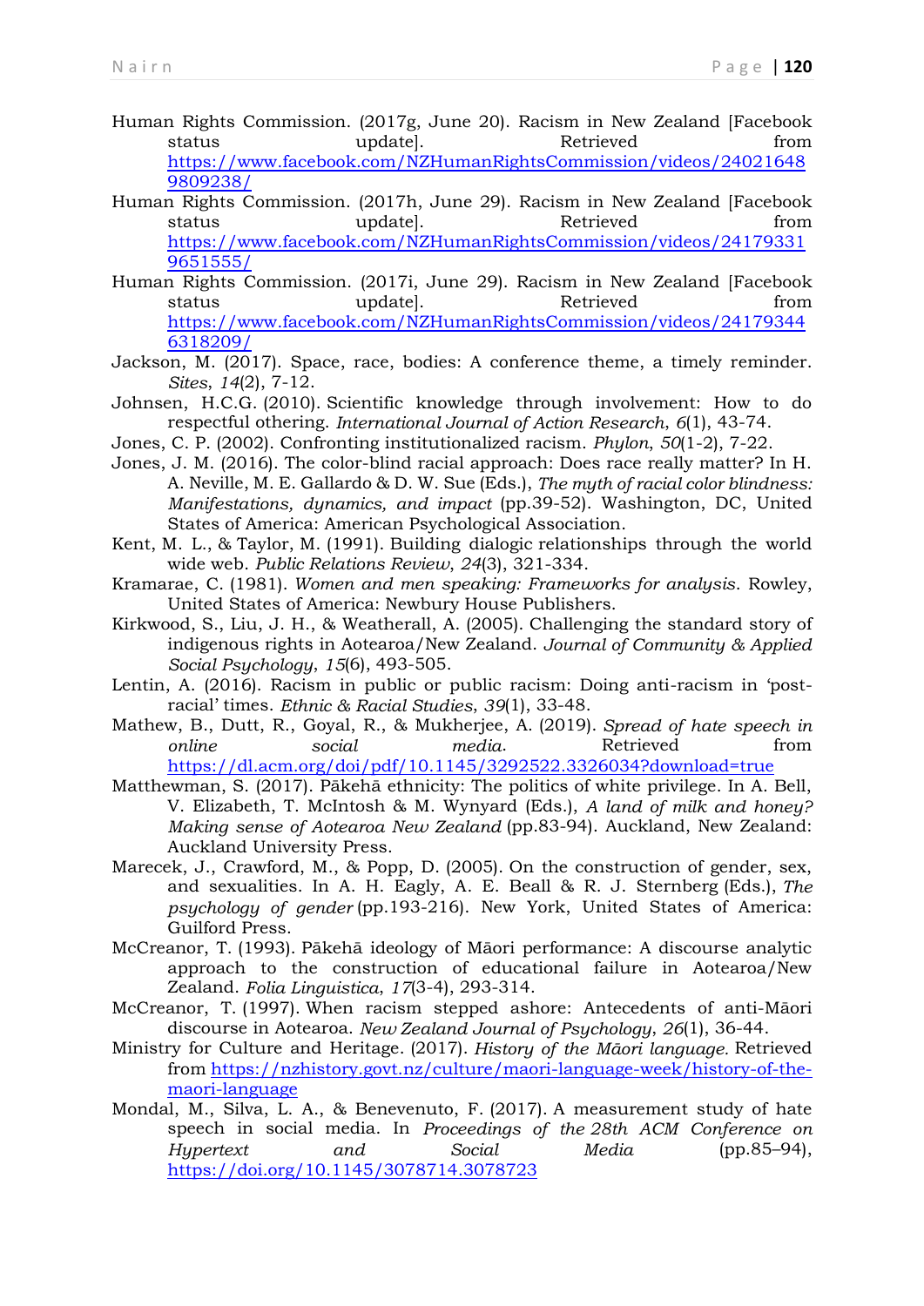Human Rights Commission. (2017g, June 20). Racism in New Zealand [Facebook status update]. Retrieved from https://www.facebook.com/NZHumanRightsCommission/videos/240216489809238/

Human Rights Commission. (2017h, June 29). Racism in New Zealand [Facebook status update]. Retrieved from https://www.facebook.com/NZHumanRightsCommission/videos/241793319651555/

Human Rights Commission. (2017i, June 29). Racism in New Zealand [Facebook status update]. Retrieved from https://www.facebook.com/NZHumanRightsCommission/videos/241793446318209/

Jackson, M. (2017). Space, race, bodies: A conference theme, a timely reminder. *Sites*, *14*(2), 7-12.

Johnsen, H.C.G. (2010). Scientific knowledge through involvement: How to do respectful othering. *International Journal of Action Research*, *6*(1), 43-74.

Jones, C. P. (2002). Confronting institutionalized racism. *Phylon*, *50*(1-2), 7-22.

Jones, J. M. (2016). The color-blind racial approach: Does race really matter? In H. A. Neville, M. E. Gallardo & D. W. Sue (Eds.), *The myth of racial color blindness: Manifestations, dynamics, and impact* (pp.39-52). Washington, DC, United States of America: American Psychological Association.

Kent, M. L., & Taylor, M. (1991). Building dialogic relationships through the world wide web. *Public Relations Review*, *24*(3), 321-334.

Kramarae, C. (1981). *Women and men speaking: Frameworks for analysis*. Rowley, United States of America: Newbury House Publishers.

Kirkwood, S., Liu, J. H., & Weatherall, A. (2005). Challenging the standard story of indigenous rights in Aotearoa/New Zealand. *Journal of Community & Applied Social Psychology*, *15*(6), 493-505.

Lentin, A. (2016). Racism in public or public racism: Doing anti-racism in 'post-racial' times. *Ethnic & Racial Studies*, *39*(1), 33-48.

Mathew, B., Dutt, R., Goyal, R., & Mukherjee, A. (2019). *Spread of hate speech in online social media*. Retrieved from https://dl.acm.org/doi/pdf/10.1145/3292522.3326034?download=true

Matthewman, S. (2017). Pākehā ethnicity: The politics of white privilege. In A. Bell, V. Elizabeth, T. McIntosh & M. Wynyard (Eds.), *A land of milk and honey? Making sense of Aotearoa New Zealand* (pp.83-94). Auckland, New Zealand: Auckland University Press.

Marecek, J., Crawford, M., & Popp, D. (2005). On the construction of gender, sex, and sexualities. In A. H. Eagly, A. E. Beall & R. J. Sternberg (Eds.), *The psychology of gender* (pp.193-216). New York, United States of America: Guilford Press.

McCreanor, T. (1993). Pākehā ideology of Māori performance: A discourse analytic approach to the construction of educational failure in Aotearoa/New Zealand. *Folia Linguistica*, *17*(3-4), 293-314.

McCreanor, T. (1997). When racism stepped ashore: Antecedents of anti-Māori discourse in Aotearoa. *New Zealand Journal of Psychology*, *26*(1), 36-44.

Ministry for Culture and Heritage. (2017). *History of the Māori language*. Retrieved from https://nzhistory.govt.nz/culture/maori-language-week/history-of-the-maori-language

Mondal, M., Silva, L. A., & Benevenuto, F. (2017). A measurement study of hate speech in social media. In *Proceedings of the 28th ACM Conference on Hypertext and Social Media* (pp.85–94), https://doi.org/10.1145/3078714.3078723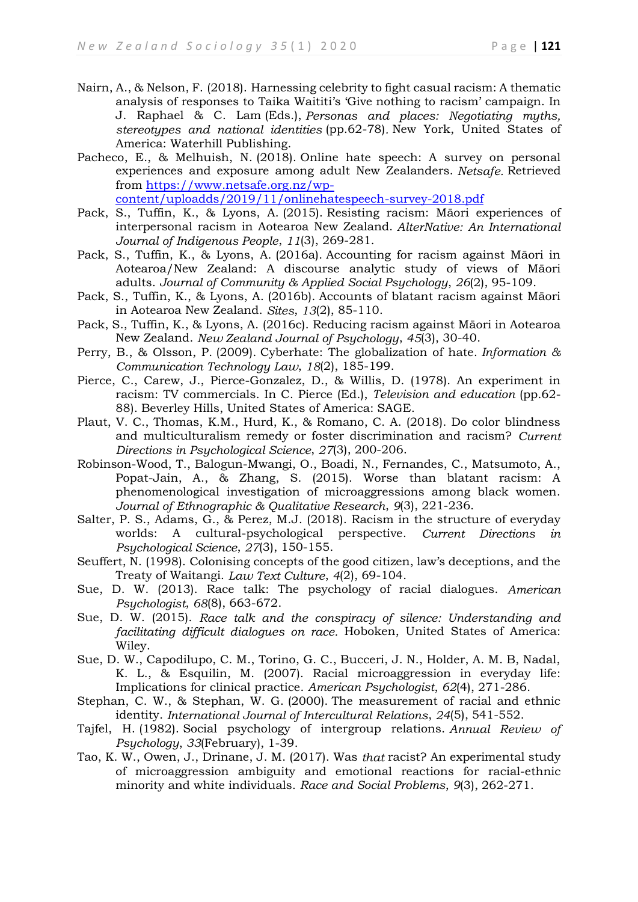Nairn, A., & Nelson, F. (2018). Harnessing celebrity to fight casual racism: A thematic analysis of responses to Taika Waititi's 'Give nothing to racism' campaign. In J. Raphael & C. Lam (Eds.), *Personas and places: Negotiating myths, stereotypes and national identities* (pp.62-78). New York, United States of America: Waterhill Publishing.

Pacheco, E., & Melhuish, N. (2018). Online hate speech: A survey on personal experiences and exposure among adult New Zealanders. *Netsafe.* Retrieved from https://www.netsafe.org.nz/wp-content/uploadds/2019/11/onlinehatespeech-survey-2018.pdf

Pack, S., Tuffin, K., & Lyons, A. (2015). Resisting racism: Māori experiences of interpersonal racism in Aotearoa New Zealand. *AlterNative: An International Journal of Indigenous People*, *11*(3), 269-281.

Pack, S., Tuffin, K., & Lyons, A. (2016a). Accounting for racism against Māori in Aotearoa/New Zealand: A discourse analytic study of views of Māori adults. *Journal of Community & Applied Social Psychology*, *26*(2), 95-109.

Pack, S., Tuffin, K., & Lyons, A. (2016b). Accounts of blatant racism against Māori in Aotearoa New Zealand. *Sites*, *13*(2), 85-110.

Pack, S., Tuffin, K., & Lyons, A. (2016c). Reducing racism against Māori in Aotearoa New Zealand. *New Zealand Journal of Psychology*, *45*(3), 30-40.

Perry, B., & Olsson, P. (2009). Cyberhate: The globalization of hate. *Information & Communication Technology Law*, *18*(2), 185-199.

Pierce, C., Carew, J., Pierce-Gonzalez, D., & Willis, D. (1978). An experiment in racism: TV commercials. In C. Pierce (Ed.), *Television and education* (pp.62-88). Beverley Hills, United States of America: SAGE.

Plaut, V. C., Thomas, K.M., Hurd, K., & Romano, C. A. (2018). Do color blindness and multiculturalism remedy or foster discrimination and racism? *Current Directions in Psychological Science*, *27*(3), 200-206.

Robinson-Wood, T., Balogun-Mwangi, O., Boadi, N., Fernandes, C., Matsumoto, A., Popat-Jain, A., & Zhang, S. (2015). Worse than blatant racism: A phenomenological investigation of microaggressions among black women. *Journal of Ethnographic & Qualitative Research*, *9*(3), 221-236.

Salter, P. S., Adams, G., & Perez, M.J. (2018). Racism in the structure of everyday worlds: A cultural-psychological perspective. *Current Directions in Psychological Science*, *27*(3), 150-155.

Seuffert, N. (1998). Colonising concepts of the good citizen, law's deceptions, and the Treaty of Waitangi. *Law Text Culture*, *4*(2), 69-104.

Sue, D. W. (2013). Race talk: The psychology of racial dialogues. *American Psychologist*, *68*(8), 663-672.

Sue, D. W. (2015). *Race talk and the conspiracy of silence: Understanding and facilitating difficult dialogues on race.* Hoboken, United States of America: Wiley.

Sue, D. W., Capodilupo, C. M., Torino, G. C., Bucceri, J. N., Holder, A. M. B, Nadal, K. L., & Esquilin, M. (2007). Racial microaggression in everyday life: Implications for clinical practice. *American Psychologist*, *62*(4), 271-286.

Stephan, C. W., & Stephan, W. G. (2000). The measurement of racial and ethnic identity. *International Journal of Intercultural Relations*, *24*(5), 541-552.

Tajfel, H. (1982). Social psychology of intergroup relations. *Annual Review of Psychology*, *33*(February), 1-39.

Tao, K. W., Owen, J., Drinane, J. M. (2017). Was *that* racist? An experimental study of microaggression ambiguity and emotional reactions for racial-ethnic minority and white individuals. *Race and Social Problems*, *9*(3), 262-271.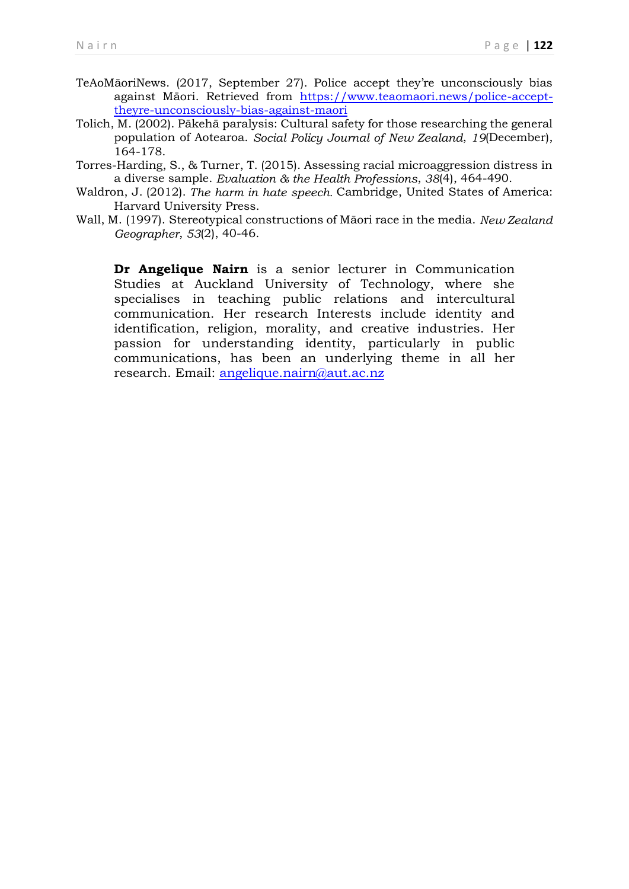TeAoMāoriNews. (2017, September 27). Police accept they're unconsciously bias against Māori. Retrieved from [https://www.teaomaori.news/police-accept-theyre-unconsciously-bias-against-maori](https://www.teaomaori.news/police-accept-theyre-unconsciously-bias-against-maori)

Tolich, M. (2002). Pākehā paralysis: Cultural safety for those researching the general population of Aotearoa. *Social Policy Journal of New Zealand*, *19*(December), 164-178.

Torres-Harding, S., & Turner, T. (2015). Assessing racial microaggression distress in a diverse sample. *Evaluation & the Health Professions*, *38*(4), 464-490.

Waldron, J. (2012). *The harm in hate speech.* Cambridge, United States of America: Harvard University Press.

Wall, M. (1997). Stereotypical constructions of Māori race in the media. *New Zealand Geographer*, *53*(2), 40-46.

**Dr Angelique Nairn** is a senior lecturer in Communication Studies at Auckland University of Technology, where she specialises in teaching public relations and intercultural communication. Her research Interests include identity and identification, religion, morality, and creative industries. Her passion for understanding identity, particularly in public communications, has been an underlying theme in all her research. Email: [angelique.nairn@aut.ac.nz](mailto:angelique.nairn@aut.ac.nz)